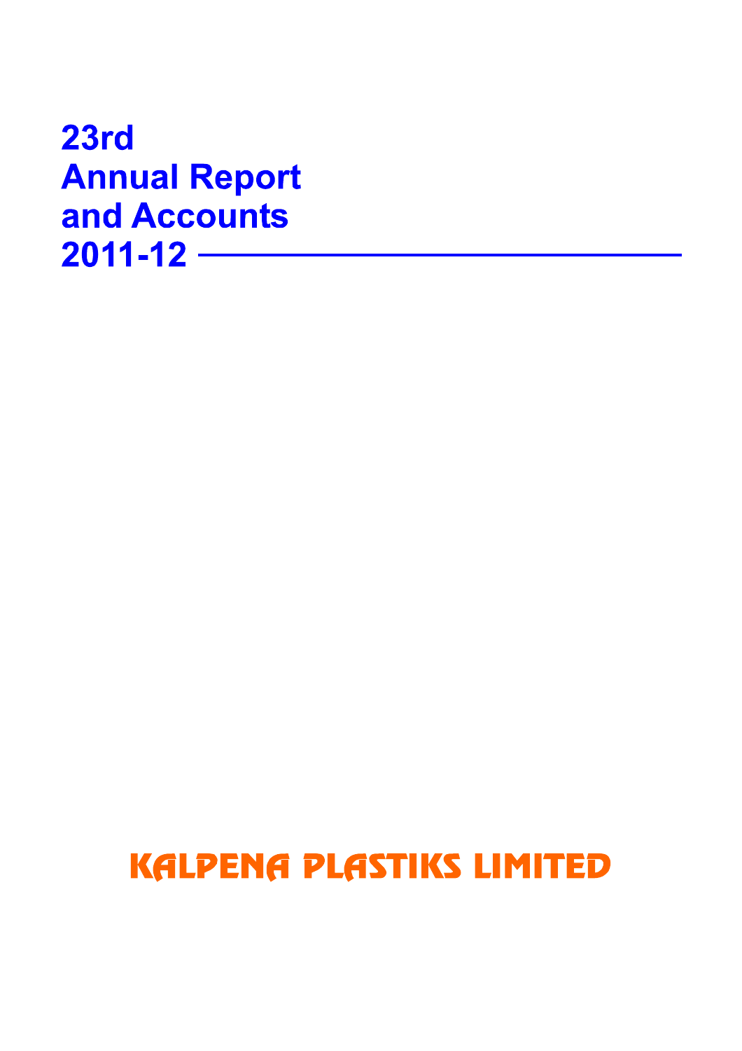# 23rd Annual Report and Accounts 2011-12

**KALPENA PLASTIKS LIMITED**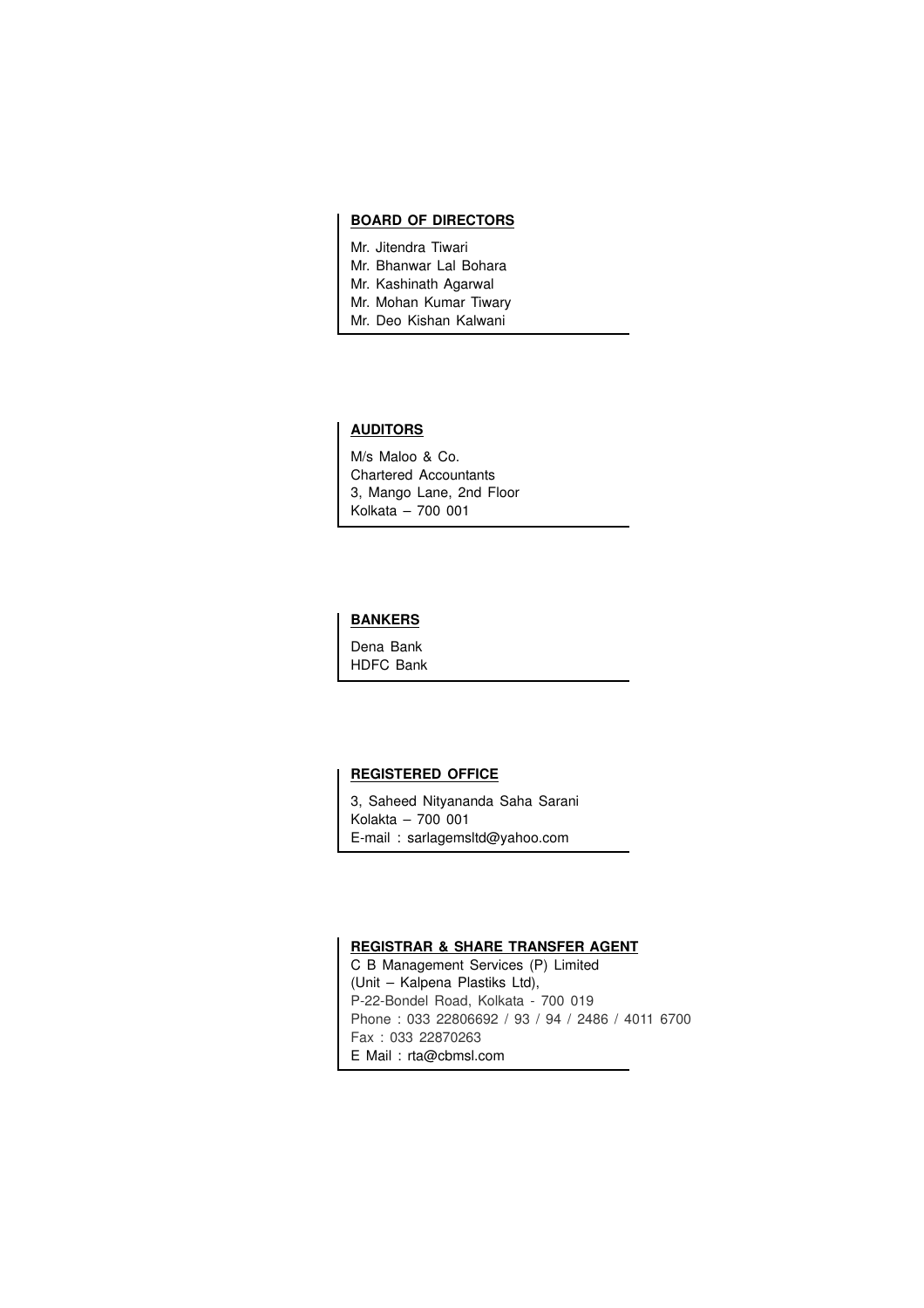## BOARD OF DIRECTORS

Mr. Jitendra Tiwari
Mr. Bhanwar Lal Bohara
Mr. Kashinath Agarwal
Mr. Mohan Kumar Tiwary
Mr. Deo Kishan Kalwani

## AUDITORS

M/s Maloo & Co.
Chartered Accountants
3, Mango Lane, 2nd Floor
Kolkata – 700 001

## BANKERS

Dena Bank
HDFC Bank

## REGISTERED OFFICE

3, Saheed Nityananda Saha Sarani
Kolakta – 700 001
E-mail : sarlagemsltd@yahoo.com

## REGISTRAR & SHARE TRANSFER AGENT

C B Management Services (P) Limited
(Unit – Kalpena Plastiks Ltd),
P-22-Bondel Road, Kolkata - 700 019
Phone : 033 22806692 / 93 / 94 / 2486 / 4011 6700
Fax : 033 22870263
E Mail : rta@cbmsl.com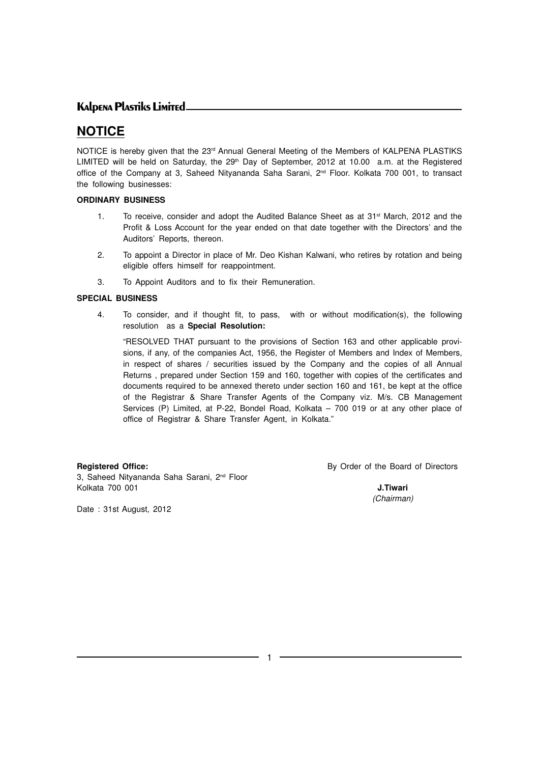# NOTICE

NOTICE is hereby given that the 23rd Annual General Meeting of the Members of KALPENA PLASTIKS LIMITED will be held on Saturday, the 29th Day of September, 2012 at 10.00 a.m. at the Registered office of the Company at 3, Saheed Nityananda Saha Sarani, 2nd Floor. Kolkata 700 001, to transact the following businesses:

**ORDINARY BUSINESS**

1. To receive, consider and adopt the Audited Balance Sheet as at 31st March, 2012 and the Profit & Loss Account for the year ended on that date together with the Directors' and the Auditors' Reports, thereon.
2. To appoint a Director in place of Mr. Deo Kishan Kalwani, who retires by rotation and being eligible offers himself for reappointment.
3. To Appoint Auditors and to fix their Remuneration.

**SPECIAL BUSINESS**

4. To consider, and if thought fit, to pass, with or without modification(s), the following resolution as a **Special Resolution:**

   "RESOLVED THAT pursuant to the provisions of Section 163 and other applicable provisions, if any, of the companies Act, 1956, the Register of Members and Index of Members, in respect of shares / securities issued by the Company and the copies of all Annual Returns , prepared under Section 159 and 160, together with copies of the certificates and documents required to be annexed thereto under section 160 and 161, be kept at the office of the Registrar & Share Transfer Agents of the Company viz. M/s. CB Management Services (P) Limited, at P-22, Bondel Road, Kolkata – 700 019 or at any other place of office of Registrar & Share Transfer Agent, in Kolkata."

**Registered Office:**
3, Saheed Nityananda Saha Sarani, 2nd Floor
Kolkata 700 001

Date : 31st August, 2012

By Order of the Board of Directors

**J.Tiwari**
*(Chairman)*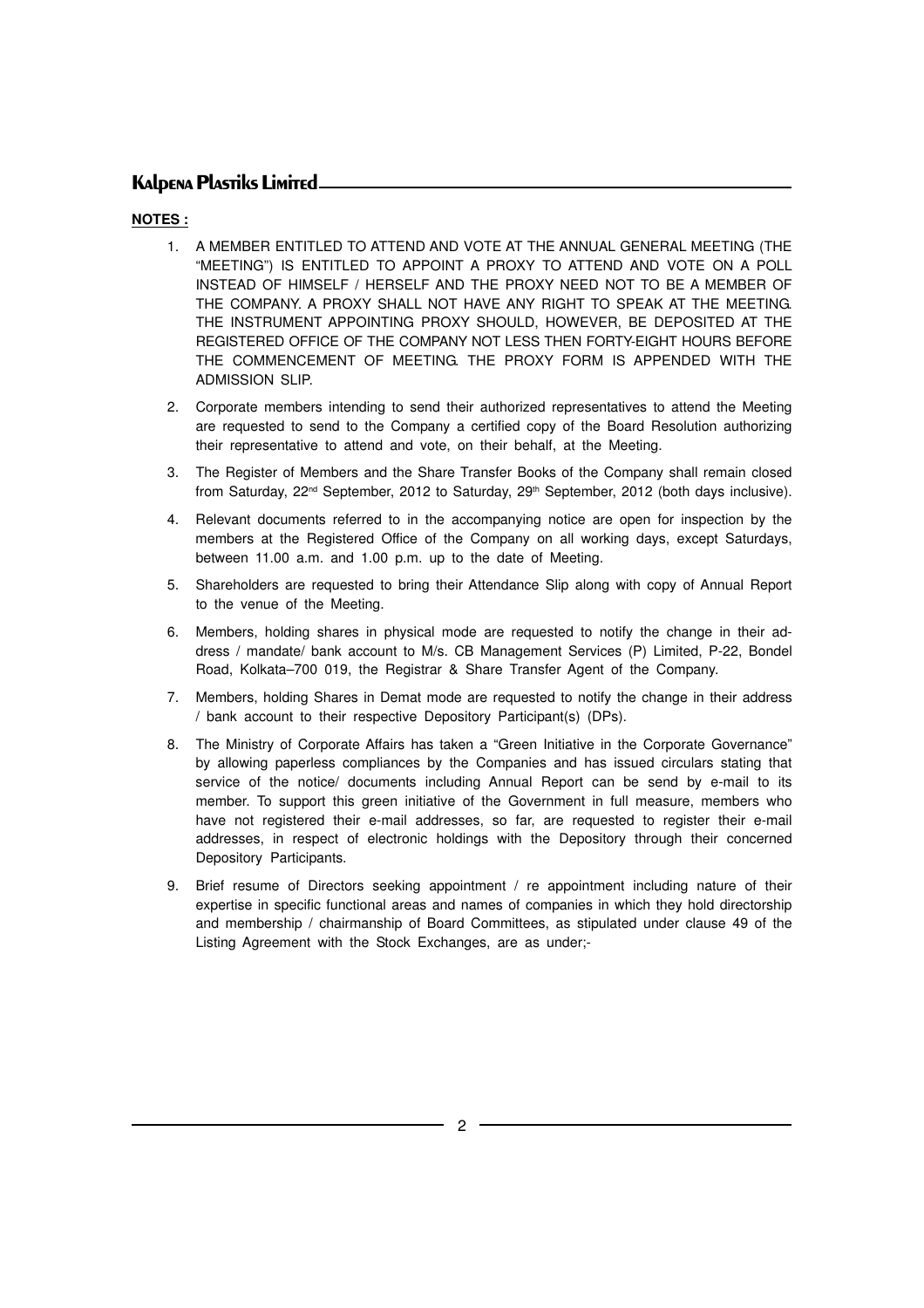**NOTES :**

1. A MEMBER ENTITLED TO ATTEND AND VOTE AT THE ANNUAL GENERAL MEETING (THE "MEETING") IS ENTITLED TO APPOINT A PROXY TO ATTEND AND VOTE ON A POLL INSTEAD OF HIMSELF / HERSELF AND THE PROXY NEED NOT TO BE A MEMBER OF THE COMPANY. A PROXY SHALL NOT HAVE ANY RIGHT TO SPEAK AT THE MEETING. THE INSTRUMENT APPOINTING PROXY SHOULD, HOWEVER, BE DEPOSITED AT THE REGISTERED OFFICE OF THE COMPANY NOT LESS THEN FORTY-EIGHT HOURS BEFORE THE COMMENCEMENT OF MEETING. THE PROXY FORM IS APPENDED WITH THE ADMISSION SLIP.

2. Corporate members intending to send their authorized representatives to attend the Meeting are requested to send to the Company a certified copy of the Board Resolution authorizing their representative to attend and vote, on their behalf, at the Meeting.

3. The Register of Members and the Share Transfer Books of the Company shall remain closed from Saturday, 22nd September, 2012 to Saturday, 29th September, 2012 (both days inclusive).

4. Relevant documents referred to in the accompanying notice are open for inspection by the members at the Registered Office of the Company on all working days, except Saturdays, between 11.00 a.m. and 1.00 p.m. up to the date of Meeting.

5. Shareholders are requested to bring their Attendance Slip along with copy of Annual Report to the venue of the Meeting.

6. Members, holding shares in physical mode are requested to notify the change in their address / mandate/ bank account to M/s. CB Management Services (P) Limited, P-22, Bondel Road, Kolkata–700 019, the Registrar & Share Transfer Agent of the Company.

7. Members, holding Shares in Demat mode are requested to notify the change in their address / bank account to their respective Depository Participant(s) (DPs).

8. The Ministry of Corporate Affairs has taken a "Green Initiative in the Corporate Governance" by allowing paperless compliances by the Companies and has issued circulars stating that service of the notice/ documents including Annual Report can be send by e-mail to its member. To support this green initiative of the Government in full measure, members who have not registered their e-mail addresses, so far, are requested to register their e-mail addresses, in respect of electronic holdings with the Depository through their concerned Depository Participants.

9. Brief resume of Directors seeking appointment / re appointment including nature of their expertise in specific functional areas and names of companies in which they hold directorship and membership / chairmanship of Board Committees, as stipulated under clause 49 of the Listing Agreement with the Stock Exchanges, are as under;-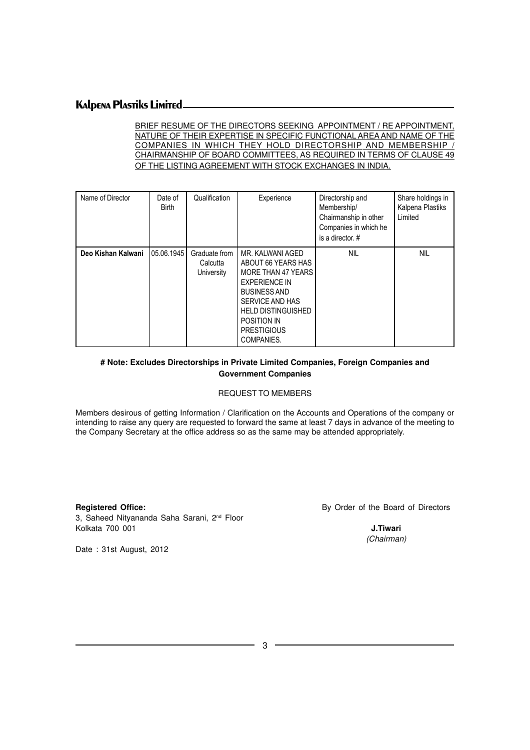BRIEF RESUME OF THE DIRECTORS SEEKING APPOINTMENT / RE APPOINTMENT, NATURE OF THEIR EXPERTISE IN SPECIFIC FUNCTIONAL AREA AND NAME OF THE COMPANIES IN WHICH THEY HOLD DIRECTORSHIP AND MEMBERSHIP / CHAIRMANSHIP OF BOARD COMMITTEES, AS REQUIRED IN TERMS OF CLAUSE 49 OF THE LISTING AGREEMENT WITH STOCK EXCHANGES IN INDIA.

| Name of Director | Date of Birth | Qualification | Experience | Directorship and Membership/ Chairmanship in other Companies in which he is a director. # | Share holdings in Kalpena Plastiks Limited |
|---|---|---|---|---|---|
| **Deo Kishan Kalwani** | 05.06.1945 | Graduate from Calcutta University | MR. KALWANI AGED ABOUT 66 YEARS HAS MORE THAN 47 YEARS EXPERIENCE IN BUSINESS AND SERVICE AND HAS HELD DISTINGUISHED POSITION IN PRESTIGIOUS COMPANIES. | NIL | NIL |

**# Note: Excludes Directorships in Private Limited Companies, Foreign Companies and Government Companies**

REQUEST TO MEMBERS

Members desirous of getting Information / Clarification on the Accounts and Operations of the company or intending to raise any query are requested to forward the same at least 7 days in advance of the meeting to the Company Secretary at the office address so as the same may be attended appropriately.

**Registered Office:**
3, Saheed Nityananda Saha Sarani, 2nd Floor
Kolkata 700 001

Date : 31st August, 2012

By Order of the Board of Directors

**J.Tiwari**
*(Chairman)*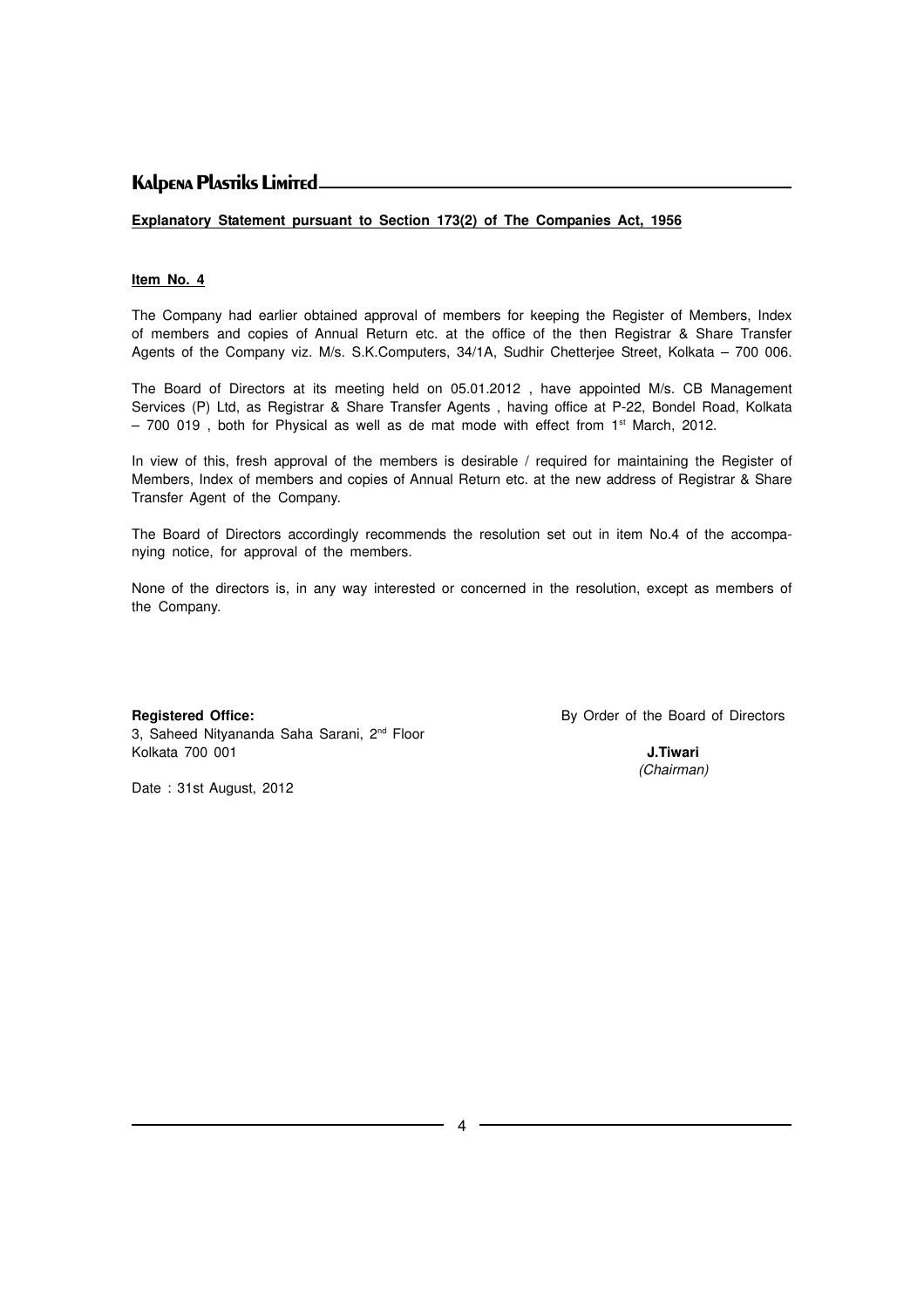**Explanatory Statement pursuant to Section 173(2) of The Companies Act, 1956**

**Item No. 4**

The Company had earlier obtained approval of members for keeping the Register of Members, Index of members and copies of Annual Return etc. at the office of the then Registrar & Share Transfer Agents of the Company viz. M/s. S.K.Computers, 34/1A, Sudhir Chetterjee Street, Kolkata – 700 006.

The Board of Directors at its meeting held on 05.01.2012 , have appointed M/s. CB Management Services (P) Ltd, as Registrar & Share Transfer Agents , having office at P-22, Bondel Road, Kolkata – 700 019 , both for Physical as well as de mat mode with effect from 1st March, 2012.

In view of this, fresh approval of the members is desirable / required for maintaining the Register of Members, Index of members and copies of Annual Return etc. at the new address of Registrar & Share Transfer Agent of the Company.

The Board of Directors accordingly recommends the resolution set out in item No.4 of the accompanying notice, for approval of the members.

None of the directors is, in any way interested or concerned in the resolution, except as members of the Company.

**Registered Office:**
3, Saheed Nityananda Saha Sarani, 2nd Floor
Kolkata 700 001

By Order of the Board of Directors

**J.Tiwari**
*(Chairman)*

Date : 31st August, 2012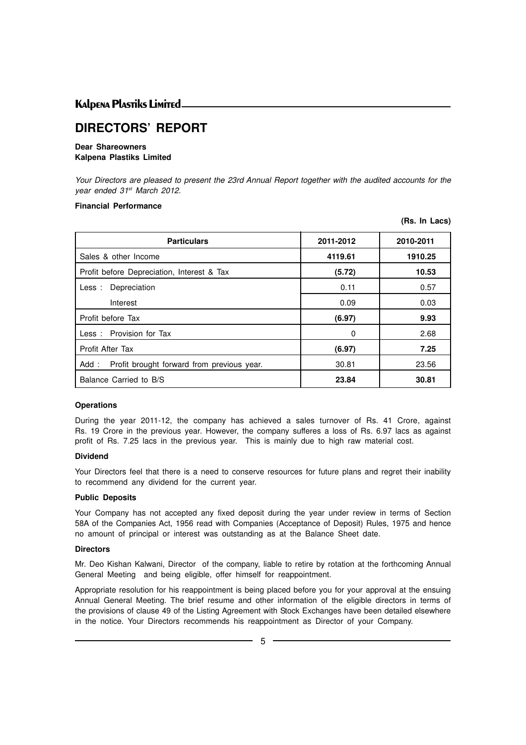# DIRECTORS' REPORT

**Dear Shareowners**
**Kalpena Plastiks Limited**

*Your Directors are pleased to present the 23rd Annual Report together with the audited accounts for the year ended 31st March 2012.*

**Financial Performance**

**(Rs. In Lacs)**

| Particulars | 2011-2012 | 2010-2011 |
|---|---|---|
| Sales & other Income | **4119.61** | **1910.25** |
| Profit before Depreciation, Interest & Tax | **(5.72)** | **10.53** |
| Less : Depreciation | 0.11 | 0.57 |
| Interest | 0.09 | 0.03 |
| Profit before Tax | **(6.97)** | **9.93** |
| Less : Provision for Tax | 0 | 2.68 |
| Profit After Tax | **(6.97)** | **7.25** |
| Add : Profit brought forward from previous year. | 30.81 | 23.56 |
| Balance Carried to B/S | **23.84** | **30.81** |

**Operations**

During the year 2011-12, the company has achieved a sales turnover of Rs. 41 Crore, against Rs. 19 Crore in the previous year. However, the company sufferes a loss of Rs. 6.97 lacs as against profit of Rs. 7.25 lacs in the previous year. This is mainly due to high raw material cost.

**Dividend**

Your Directors feel that there is a need to conserve resources for future plans and regret their inability to recommend any dividend for the current year.

**Public Deposits**

Your Company has not accepted any fixed deposit during the year under review in terms of Section 58A of the Companies Act, 1956 read with Companies (Acceptance of Deposit) Rules, 1975 and hence no amount of principal or interest was outstanding as at the Balance Sheet date.

**Directors**

Mr. Deo Kishan Kalwani, Director of the company, liable to retire by rotation at the forthcoming Annual General Meeting and being eligible, offer himself for reappointment.

Appropriate resolution for his reappointment is being placed before you for your approval at the ensuing Annual General Meeting. The brief resume and other information of the eligible directors in terms of the provisions of clause 49 of the Listing Agreement with Stock Exchanges have been detailed elsewhere in the notice. Your Directors recommends his reappointment as Director of your Company.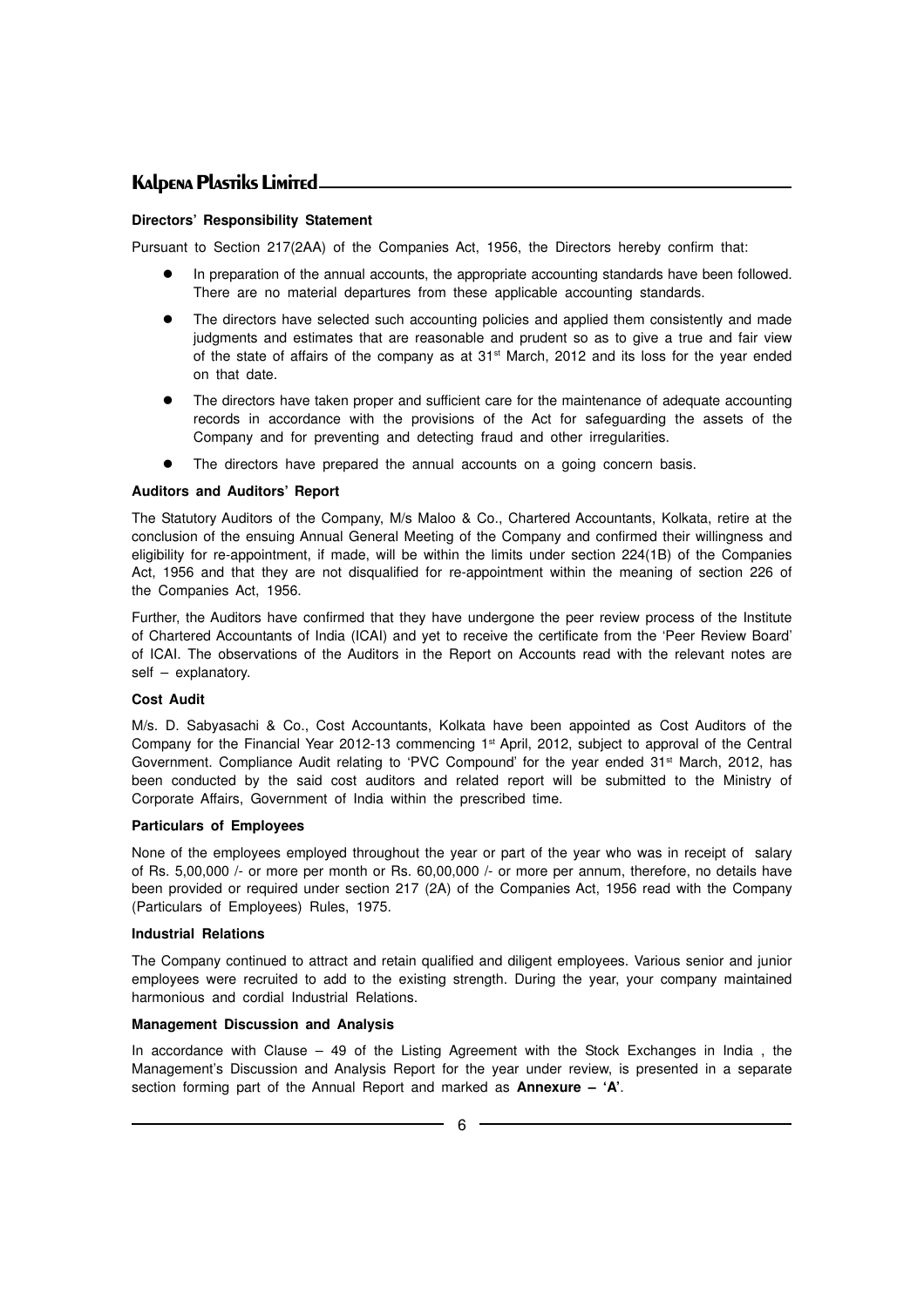**Directors' Responsibility Statement**

Pursuant to Section 217(2AA) of the Companies Act, 1956, the Directors hereby confirm that:

- In preparation of the annual accounts, the appropriate accounting standards have been followed. There are no material departures from these applicable accounting standards.
- The directors have selected such accounting policies and applied them consistently and made judgments and estimates that are reasonable and prudent so as to give a true and fair view of the state of affairs of the company as at 31st March, 2012 and its loss for the year ended on that date.
- The directors have taken proper and sufficient care for the maintenance of adequate accounting records in accordance with the provisions of the Act for safeguarding the assets of the Company and for preventing and detecting fraud and other irregularities.
- The directors have prepared the annual accounts on a going concern basis.

**Auditors and Auditors' Report**

The Statutory Auditors of the Company, M/s Maloo & Co., Chartered Accountants, Kolkata, retire at the conclusion of the ensuing Annual General Meeting of the Company and confirmed their willingness and eligibility for re-appointment, if made, will be within the limits under section 224(1B) of the Companies Act, 1956 and that they are not disqualified for re-appointment within the meaning of section 226 of the Companies Act, 1956.

Further, the Auditors have confirmed that they have undergone the peer review process of the Institute of Chartered Accountants of India (ICAI) and yet to receive the certificate from the 'Peer Review Board' of ICAI. The observations of the Auditors in the Report on Accounts read with the relevant notes are self – explanatory.

**Cost Audit**

M/s. D. Sabyasachi & Co., Cost Accountants, Kolkata have been appointed as Cost Auditors of the Company for the Financial Year 2012-13 commencing 1st April, 2012, subject to approval of the Central Government. Compliance Audit relating to 'PVC Compound' for the year ended 31st March, 2012, has been conducted by the said cost auditors and related report will be submitted to the Ministry of Corporate Affairs, Government of India within the prescribed time.

**Particulars of Employees**

None of the employees employed throughout the year or part of the year who was in receipt of salary of Rs. 5,00,000 /- or more per month or Rs. 60,00,000 /- or more per annum, therefore, no details have been provided or required under section 217 (2A) of the Companies Act, 1956 read with the Company (Particulars of Employees) Rules, 1975.

**Industrial Relations**

The Company continued to attract and retain qualified and diligent employees. Various senior and junior employees were recruited to add to the existing strength. During the year, your company maintained harmonious and cordial Industrial Relations.

**Management Discussion and Analysis**

In accordance with Clause – 49 of the Listing Agreement with the Stock Exchanges in India , the Management's Discussion and Analysis Report for the year under review, is presented in a separate section forming part of the Annual Report and marked as **Annexure – 'A'**.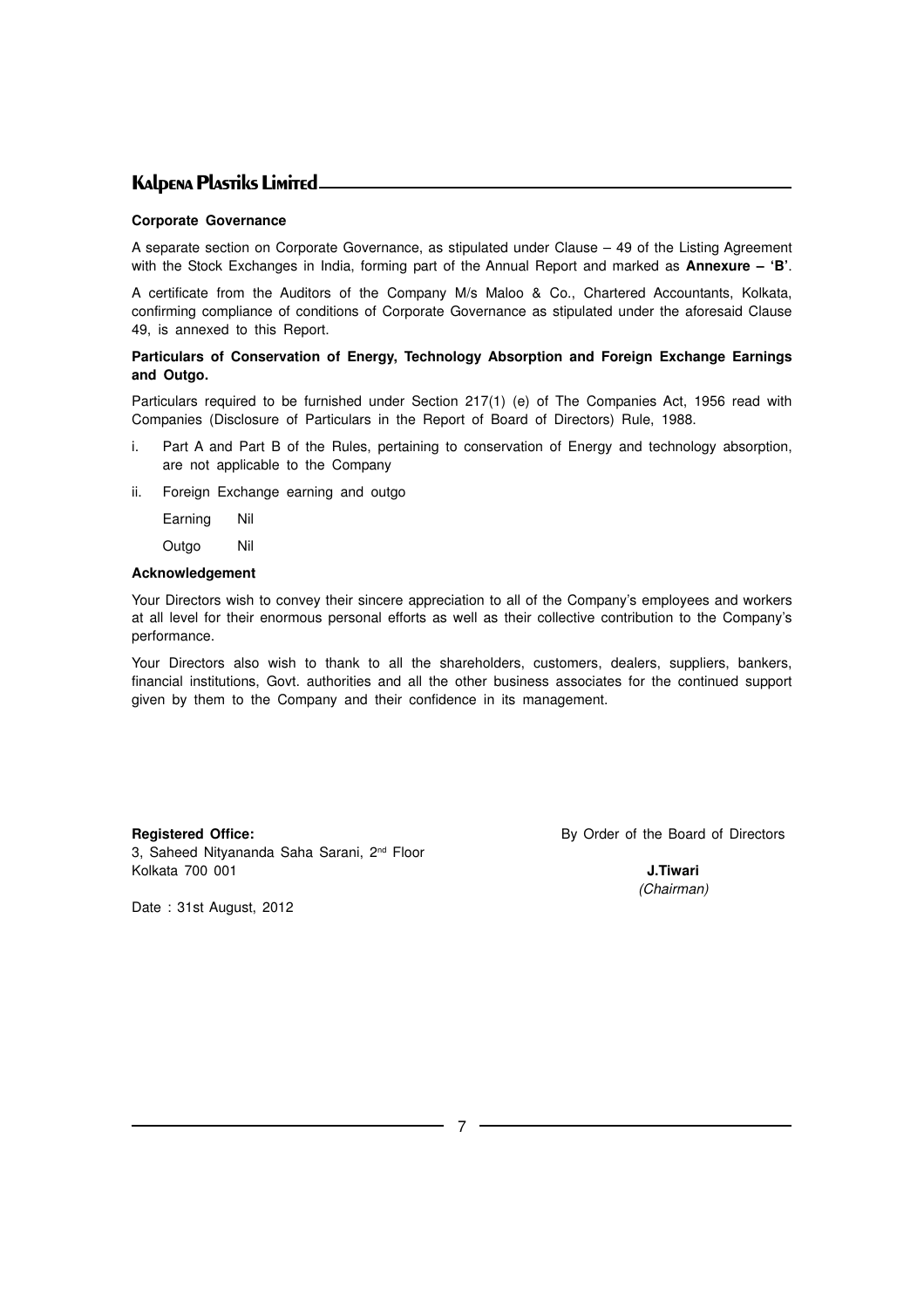**Corporate Governance**

A separate section on Corporate Governance, as stipulated under Clause – 49 of the Listing Agreement with the Stock Exchanges in India, forming part of the Annual Report and marked as **Annexure – 'B'**.

A certificate from the Auditors of the Company M/s Maloo & Co., Chartered Accountants, Kolkata, confirming compliance of conditions of Corporate Governance as stipulated under the aforesaid Clause 49, is annexed to this Report.

**Particulars of Conservation of Energy, Technology Absorption and Foreign Exchange Earnings and Outgo.**

Particulars required to be furnished under Section 217(1) (e) of The Companies Act, 1956 read with Companies (Disclosure of Particulars in the Report of Board of Directors) Rule, 1988.

i. Part A and Part B of the Rules, pertaining to conservation of Energy and technology absorption, are not applicable to the Company

ii. Foreign Exchange earning and outgo

   Earning Nil

   Outgo Nil

**Acknowledgement**

Your Directors wish to convey their sincere appreciation to all of the Company's employees and workers at all level for their enormous personal efforts as well as their collective contribution to the Company's performance.

Your Directors also wish to thank to all the shareholders, customers, dealers, suppliers, bankers, financial institutions, Govt. authorities and all the other business associates for the continued support given by them to the Company and their confidence in its management.

**Registered Office:**
3, Saheed Nityananda Saha Sarani, 2nd Floor
Kolkata 700 001

Date : 31st August, 2012

By Order of the Board of Directors

**J.Tiwari**
*(Chairman)*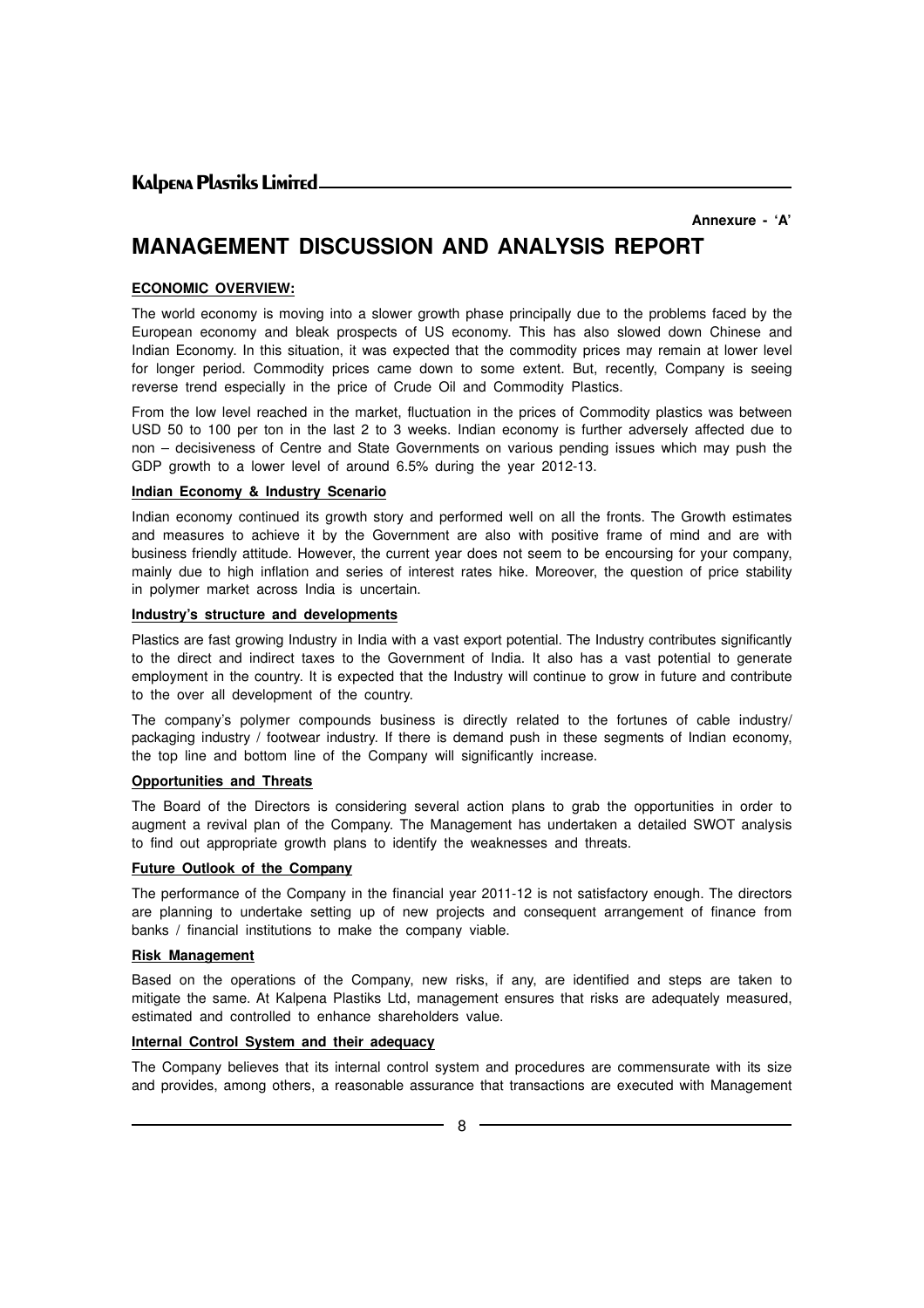Annexure - 'A'

# MANAGEMENT DISCUSSION AND ANALYSIS REPORT

## ECONOMIC OVERVIEW:

The world economy is moving into a slower growth phase principally due to the problems faced by the European economy and bleak prospects of US economy. This has also slowed down Chinese and Indian Economy. In this situation, it was expected that the commodity prices may remain at lower level for longer period. Commodity prices came down to some extent. But, recently, Company is seeing reverse trend especially in the price of Crude Oil and Commodity Plastics.

From the low level reached in the market, fluctuation in the prices of Commodity plastics was between USD 50 to 100 per ton in the last 2 to 3 weeks. Indian economy is further adversely affected due to non – decisiveness of Centre and State Governments on various pending issues which may push the GDP growth to a lower level of around 6.5% during the year 2012-13.

### Indian Economy & Industry Scenario

Indian economy continued its growth story and performed well on all the fronts. The Growth estimates and measures to achieve it by the Government are also with positive frame of mind and are with business friendly attitude. However, the current year does not seem to be encoursing for your company, mainly due to high inflation and series of interest rates hike. Moreover, the question of price stability in polymer market across India is uncertain.

### Industry's structure and developments

Plastics are fast growing Industry in India with a vast export potential. The Industry contributes significantly to the direct and indirect taxes to the Government of India. It also has a vast potential to generate employment in the country. It is expected that the Industry will continue to grow in future and contribute to the over all development of the country.

The company's polymer compounds business is directly related to the fortunes of cable industry/ packaging industry / footwear industry. If there is demand push in these segments of Indian economy, the top line and bottom line of the Company will significantly increase.

### Opportunities and Threats

The Board of the Directors is considering several action plans to grab the opportunities in order to augment a revival plan of the Company. The Management has undertaken a detailed SWOT analysis to find out appropriate growth plans to identify the weaknesses and threats.

### Future Outlook of the Company

The performance of the Company in the financial year 2011-12 is not satisfactory enough. The directors are planning to undertake setting up of new projects and consequent arrangement of finance from banks / financial institutions to make the company viable.

### Risk Management

Based on the operations of the Company, new risks, if any, are identified and steps are taken to mitigate the same. At Kalpena Plastiks Ltd, management ensures that risks are adequately measured, estimated and controlled to enhance shareholders value.

### Internal Control System and their adequacy

The Company believes that its internal control system and procedures are commensurate with its size and provides, among others, a reasonable assurance that transactions are executed with Management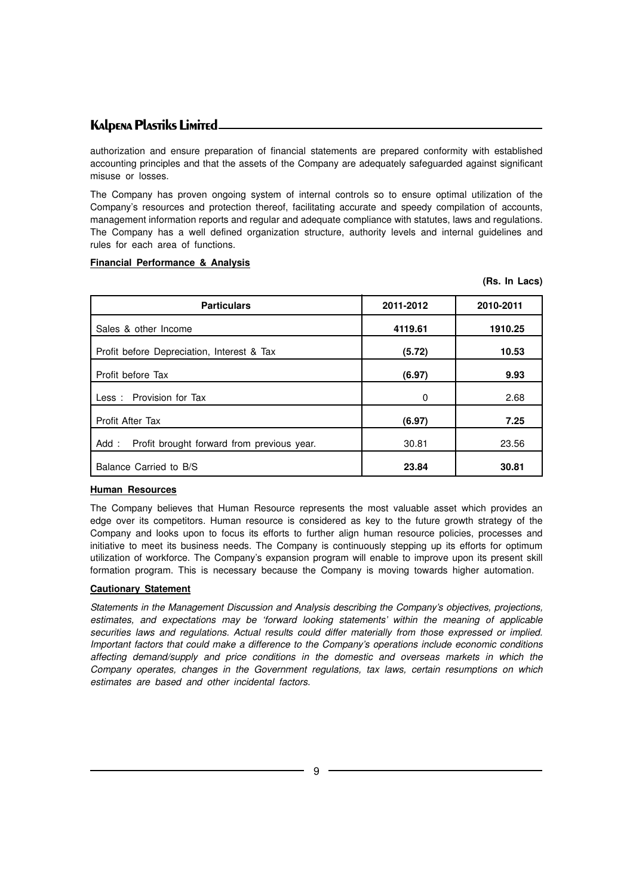authorization and ensure preparation of financial statements are prepared conformity with established accounting principles and that the assets of the Company are adequately safeguarded against significant misuse or losses.

The Company has proven ongoing system of internal controls so to ensure optimal utilization of the Company's resources and protection thereof, facilitating accurate and speedy compilation of accounts, management information reports and regular and adequate compliance with statutes, laws and regulations. The Company has a well defined organization structure, authority levels and internal guidelines and rules for each area of functions.

**Financial Performance & Analysis**

**(Rs. In Lacs)**

| Particulars | 2011-2012 | 2010-2011 |
|---|---|---|
| Sales & other Income | **4119.61** | **1910.25** |
| Profit before Depreciation, Interest & Tax | **(5.72)** | **10.53** |
| Profit before Tax | **(6.97)** | **9.93** |
| Less : Provision for Tax | 0 | 2.68 |
| Profit After Tax | **(6.97)** | **7.25** |
| Add : Profit brought forward from previous year. | 30.81 | 23.56 |
| Balance Carried to B/S | **23.84** | **30.81** |

**Human Resources**

The Company believes that Human Resource represents the most valuable asset which provides an edge over its competitors. Human resource is considered as key to the future growth strategy of the Company and looks upon to focus its efforts to further align human resource policies, processes and initiative to meet its business needs. The Company is continuously stepping up its efforts for optimum utilization of workforce. The Company's expansion program will enable to improve upon its present skill formation program. This is necessary because the Company is moving towards higher automation.

**Cautionary Statement**

*Statements in the Management Discussion and Analysis describing the Company's objectives, projections, estimates, and expectations may be 'forward looking statements' within the meaning of applicable securities laws and regulations. Actual results could differ materially from those expressed or implied. Important factors that could make a difference to the Company's operations include economic conditions affecting demand/supply and price conditions in the domestic and overseas markets in which the Company operates, changes in the Government regulations, tax laws, certain resumptions on which estimates are based and other incidental factors.*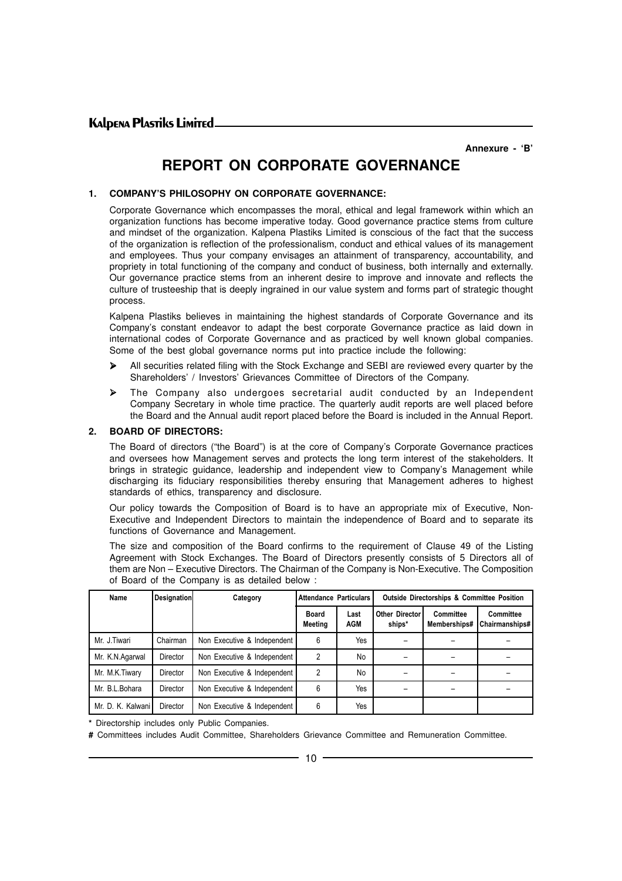Annexure - 'B'

# REPORT ON CORPORATE GOVERNANCE

## 1. COMPANY'S PHILOSOPHY ON CORPORATE GOVERNANCE:

Corporate Governance which encompasses the moral, ethical and legal framework within which an organization functions has become imperative today. Good governance practice stems from culture and mindset of the organization. Kalpena Plastiks Limited is conscious of the fact that the success of the organization is reflection of the professionalism, conduct and ethical values of its management and employees. Thus your company envisages an attainment of transparency, accountability, and propriety in total functioning of the company and conduct of business, both internally and externally. Our governance practice stems from an inherent desire to improve and innovate and reflects the culture of trusteeship that is deeply ingrained in our value system and forms part of strategic thought process.

Kalpena Plastiks believes in maintaining the highest standards of Corporate Governance and its Company's constant endeavor to adapt the best corporate Governance practice as laid down in international codes of Corporate Governance and as practiced by well known global companies. Some of the best global governance norms put into practice include the following:

- All securities related filing with the Stock Exchange and SEBI are reviewed every quarter by the Shareholders' / Investors' Grievances Committee of Directors of the Company.
- The Company also undergoes secretarial audit conducted by an Independent Company Secretary in whole time practice. The quarterly audit reports are well placed before the Board and the Annual audit report placed before the Board is included in the Annual Report.

## 2. BOARD OF DIRECTORS:

The Board of directors ("the Board") is at the core of Company's Corporate Governance practices and oversees how Management serves and protects the long term interest of the stakeholders. It brings in strategic guidance, leadership and independent view to Company's Management while discharging its fiduciary responsibilities thereby ensuring that Management adheres to highest standards of ethics, transparency and disclosure.

Our policy towards the Composition of Board is to have an appropriate mix of Executive, Non-Executive and Independent Directors to maintain the independence of Board and to separate its functions of Governance and Management.

The size and composition of the Board confirms to the requirement of Clause 49 of the Listing Agreement with Stock Exchanges. The Board of Directors presently consists of 5 Directors all of them are Non – Executive Directors. The Chairman of the Company is Non-Executive. The Composition of Board of the Company is as detailed below :

| Name | Designation | Category | Attendance Particulars | | Outside Directorships & Committee Position | | |
|---|---|---|---|---|---|---|---|
| | | | Board Meeting | Last AGM | Other Director ships* | Committee Memberships# | Committee Chairmanships# |
| Mr. J.Tiwari | Chairman | Non Executive & Independent | 6 | Yes | – | – | – |
| Mr. K.N.Agarwal | Director | Non Executive & Independent | 2 | No | – | – | – |
| Mr. M.K.Tiwary | Director | Non Executive & Independent | 2 | No | – | – | – |
| Mr. B.L.Bohara | Director | Non Executive & Independent | 6 | Yes | – | – | – |
| Mr. D. K. Kalwani | Director | Non Executive & Independent | 6 | Yes | | | |

\* Directorship includes only Public Companies.

# Committees includes Audit Committee, Shareholders Grievance Committee and Remuneration Committee.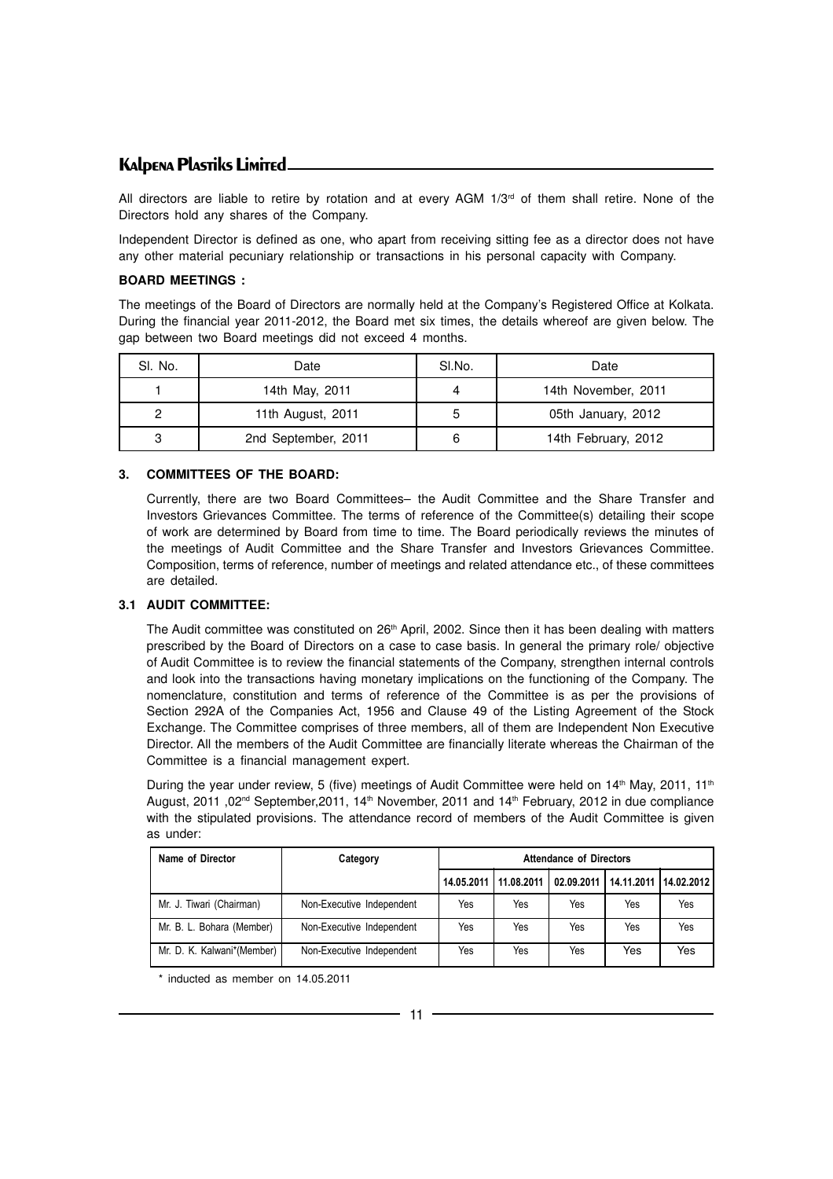All directors are liable to retire by rotation and at every AGM 1/3rd of them shall retire. None of the Directors hold any shares of the Company.

Independent Director is defined as one, who apart from receiving sitting fee as a director does not have any other material pecuniary relationship or transactions in his personal capacity with Company.

**BOARD MEETINGS :**

The meetings of the Board of Directors are normally held at the Company's Registered Office at Kolkata. During the financial year 2011-2012, the Board met six times, the details whereof are given below. The gap between two Board meetings did not exceed 4 months.

| Sl. No. | Date | Sl.No. | Date |
|---|---|---|---|
| 1 | 14th May, 2011 | 4 | 14th November, 2011 |
| 2 | 11th August, 2011 | 5 | 05th January, 2012 |
| 3 | 2nd September, 2011 | 6 | 14th February, 2012 |

## 3. COMMITTEES OF THE BOARD:

Currently, there are two Board Committees– the Audit Committee and the Share Transfer and Investors Grievances Committee. The terms of reference of the Committee(s) detailing their scope of work are determined by Board from time to time. The Board periodically reviews the minutes of the meetings of Audit Committee and the Share Transfer and Investors Grievances Committee. Composition, terms of reference, number of meetings and related attendance etc., of these committees are detailed.

### 3.1 AUDIT COMMITTEE:

The Audit committee was constituted on 26th April, 2002. Since then it has been dealing with matters prescribed by the Board of Directors on a case to case basis. In general the primary role/ objective of Audit Committee is to review the financial statements of the Company, strengthen internal controls and look into the transactions having monetary implications on the functioning of the Company. The nomenclature, constitution and terms of reference of the Committee is as per the provisions of Section 292A of the Companies Act, 1956 and Clause 49 of the Listing Agreement of the Stock Exchange. The Committee comprises of three members, all of them are Independent Non Executive Director. All the members of the Audit Committee are financially literate whereas the Chairman of the Committee is a financial management expert.

During the year under review, 5 (five) meetings of Audit Committee were held on 14th May, 2011, 11th August, 2011 ,02nd September,2011, 14th November, 2011 and 14th February, 2012 in due compliance with the stipulated provisions. The attendance record of members of the Audit Committee is given as under:

| Name of Director | Category | Attendance of Directors | | | | |
|---|---|---|---|---|---|---|
| | | 14.05.2011 | 11.08.2011 | 02.09.2011 | 14.11.2011 | 14.02.2012 |
| Mr. J. Tiwari (Chairman) | Non-Executive Independent | Yes | Yes | Yes | Yes | Yes |
| Mr. B. L. Bohara (Member) | Non-Executive Independent | Yes | Yes | Yes | Yes | Yes |
| Mr. D. K. Kalwani*(Member) | Non-Executive Independent | Yes | Yes | Yes | Yes | Yes |

\* inducted as member on 14.05.2011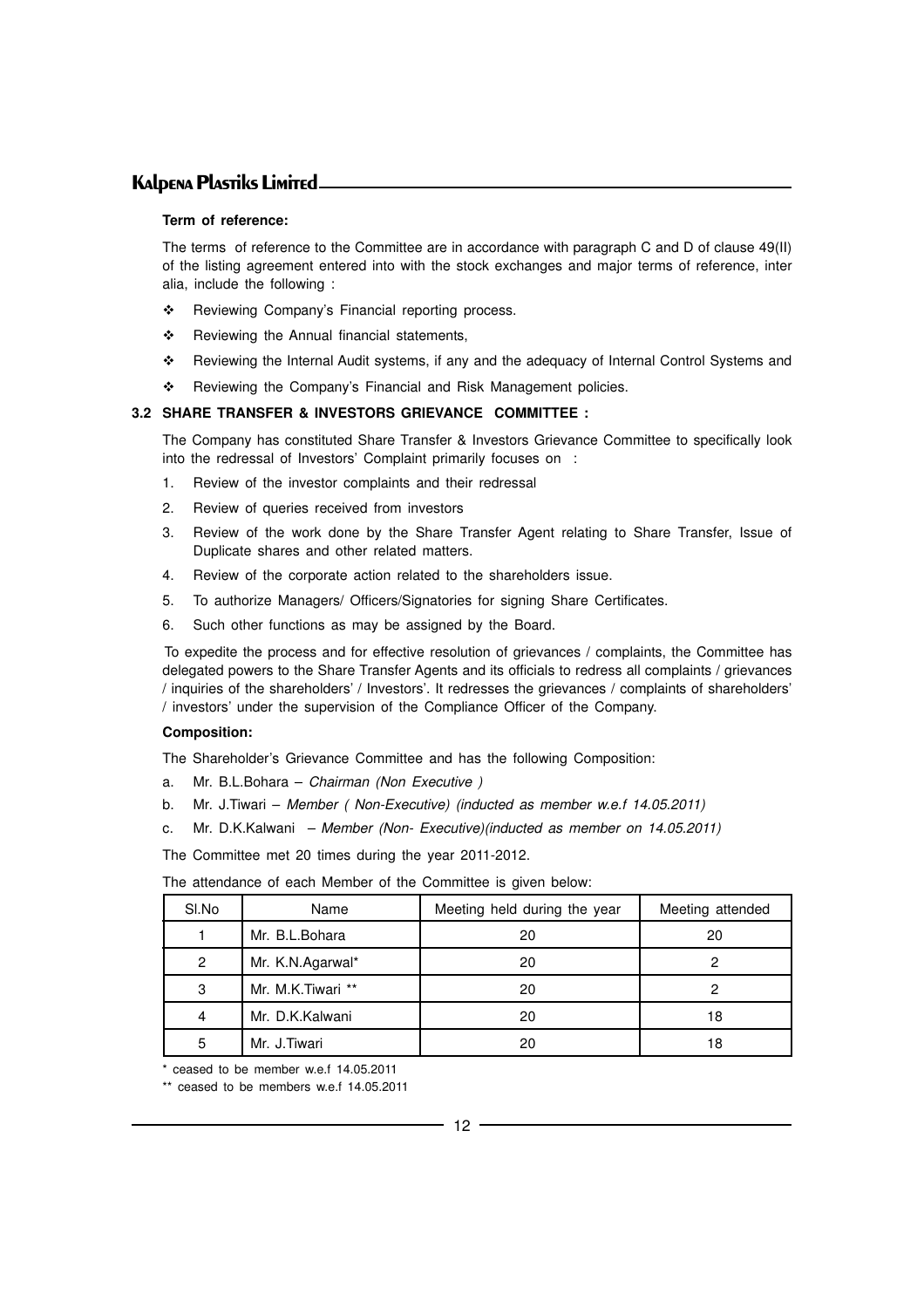**Term of reference:**

The terms of reference to the Committee are in accordance with paragraph C and D of clause 49(II) of the listing agreement entered into with the stock exchanges and major terms of reference, inter alia, include the following :

- Reviewing Company's Financial reporting process.
- Reviewing the Annual financial statements,
- Reviewing the Internal Audit systems, if any and the adequacy of Internal Control Systems and
- Reviewing the Company's Financial and Risk Management policies.

### 3.2 SHARE TRANSFER & INVESTORS GRIEVANCE COMMITTEE :

The Company has constituted Share Transfer & Investors Grievance Committee to specifically look into the redressal of Investors' Complaint primarily focuses on :

1. Review of the investor complaints and their redressal
2. Review of queries received from investors
3. Review of the work done by the Share Transfer Agent relating to Share Transfer, Issue of Duplicate shares and other related matters.
4. Review of the corporate action related to the shareholders issue.
5. To authorize Managers/ Officers/Signatories for signing Share Certificates.
6. Such other functions as may be assigned by the Board.

To expedite the process and for effective resolution of grievances / complaints, the Committee has delegated powers to the Share Transfer Agents and its officials to redress all complaints / grievances / inquiries of the shareholders' / Investors'. It redresses the grievances / complaints of shareholders' / investors' under the supervision of the Compliance Officer of the Company.

**Composition:**

The Shareholder's Grievance Committee and has the following Composition:

a. Mr. B.L.Bohara – *Chairman (Non Executive )*

b. Mr. J.Tiwari – *Member ( Non-Executive) (inducted as member w.e.f 14.05.2011)*

c. Mr. D.K.Kalwani – *Member (Non- Executive)(inducted as member on 14.05.2011)*

The Committee met 20 times during the year 2011-2012.

The attendance of each Member of the Committee is given below:

| Sl.No | Name | Meeting held during the year | Meeting attended |
|---|---|---|---|
| 1 | Mr. B.L.Bohara | 20 | 20 |
| 2 | Mr. K.N.Agarwal* | 20 | 2 |
| 3 | Mr. M.K.Tiwari ** | 20 | 2 |
| 4 | Mr. D.K.Kalwani | 20 | 18 |
| 5 | Mr. J.Tiwari | 20 | 18 |

* ceased to be member w.e.f 14.05.2011

** ceased to be members w.e.f 14.05.2011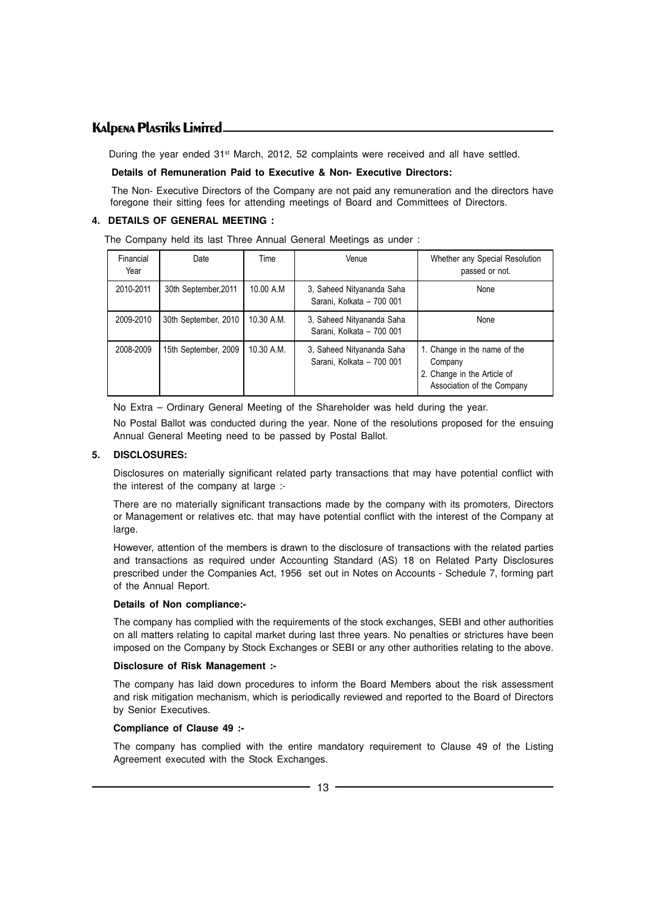During the year ended 31st March, 2012, 52 complaints were received and all have settled.

**Details of Remuneration Paid to Executive & Non- Executive Directors:**

The Non- Executive Directors of the Company are not paid any remuneration and the directors have foregone their sitting fees for attending meetings of Board and Committees of Directors.

## 4. DETAILS OF GENERAL MEETING :

The Company held its last Three Annual General Meetings as under :

| Financial Year | Date | Time | Venue | Whether any Special Resolution passed or not. |
|---|---|---|---|---|
| 2010-2011 | 30th September,2011 | 10.00 A.M | 3, Saheed Nityananda Saha Sarani, Kolkata – 700 001 | None |
| 2009-2010 | 30th September, 2010 | 10.30 A.M. | 3, Saheed Nityananda Saha Sarani, Kolkata – 700 001 | None |
| 2008-2009 | 15th September, 2009 | 10.30 A.M. | 3, Saheed Nityananda Saha Sarani, Kolkata – 700 001 | 1. Change in the name of the Company 2. Change in the Article of Association of the Company |

No Extra – Ordinary General Meeting of the Shareholder was held during the year.

No Postal Ballot was conducted during the year. None of the resolutions proposed for the ensuing Annual General Meeting need to be passed by Postal Ballot.

## 5. DISCLOSURES:

Disclosures on materially significant related party transactions that may have potential conflict with the interest of the company at large :-

There are no materially significant transactions made by the company with its promoters, Directors or Management or relatives etc. that may have potential conflict with the interest of the Company at large.

However, attention of the members is drawn to the disclosure of transactions with the related parties and transactions as required under Accounting Standard (AS) 18 on Related Party Disclosures prescribed under the Companies Act, 1956 set out in Notes on Accounts - Schedule 7, forming part of the Annual Report.

**Details of Non compliance:-**

The company has complied with the requirements of the stock exchanges, SEBI and other authorities on all matters relating to capital market during last three years. No penalties or strictures have been imposed on the Company by Stock Exchanges or SEBI or any other authorities relating to the above.

**Disclosure of Risk Management :-**

The company has laid down procedures to inform the Board Members about the risk assessment and risk mitigation mechanism, which is periodically reviewed and reported to the Board of Directors by Senior Executives.

**Compliance of Clause 49 :-**

The company has complied with the entire mandatory requirement to Clause 49 of the Listing Agreement executed with the Stock Exchanges.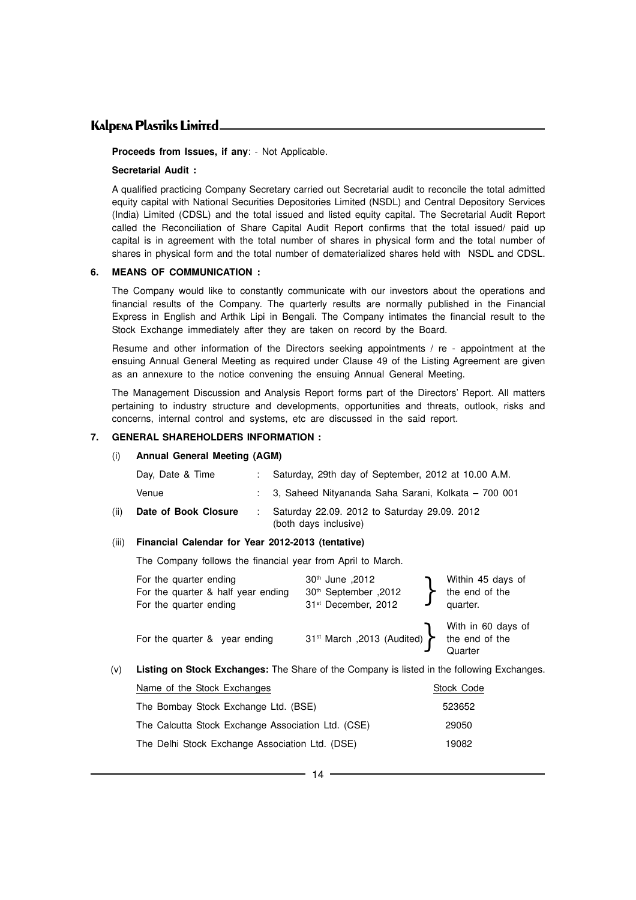**Proceeds from Issues, if any**: - Not Applicable.

**Secretarial Audit :**

A qualified practicing Company Secretary carried out Secretarial audit to reconcile the total admitted equity capital with National Securities Depositories Limited (NSDL) and Central Depository Services (India) Limited (CDSL) and the total issued and listed equity capital. The Secretarial Audit Report called the Reconciliation of Share Capital Audit Report confirms that the total issued/ paid up capital is in agreement with the total number of shares in physical form and the total number of shares in physical form and the total number of dematerialized shares held with NSDL and CDSL.

## 6. MEANS OF COMMUNICATION :

The Company would like to constantly communicate with our investors about the operations and financial results of the Company. The quarterly results are normally published in the Financial Express in English and Arthik Lipi in Bengali. The Company intimates the financial result to the Stock Exchange immediately after they are taken on record by the Board.

Resume and other information of the Directors seeking appointments / re - appointment at the ensuing Annual General Meeting as required under Clause 49 of the Listing Agreement are given as an annexure to the notice convening the ensuing Annual General Meeting.

The Management Discussion and Analysis Report forms part of the Directors' Report. All matters pertaining to industry structure and developments, opportunities and threats, outlook, risks and concerns, internal control and systems, etc are discussed in the said report.

## 7. GENERAL SHAREHOLDERS INFORMATION :

(i) **Annual General Meeting (AGM)**

| | | |
|---|---|---|
| Day, Date & Time | : | Saturday, 29th day of September, 2012 at 10.00 A.M. |
| Venue | : | 3, Saheed Nityananda Saha Sarani, Kolkata – 700 001 |

(ii) **Date of Book Closure** : Saturday 22.09. 2012 to Saturday 29.09. 2012 (both days inclusive)

(iii) **Financial Calendar for Year 2012-2013 (tentative)**

The Company follows the financial year from April to March.

| | | |
|---|---|---|
| For the quarter ending | 30th June ,2012 | Within 45 days of the end of the quarter. |
| For the quarter & half year ending | 30th September ,2012 | |
| For the quarter ending | 31st December, 2012 | |
| For the quarter & year ending | 31st March ,2013 (Audited) | With in 60 days of the end of the Quarter |

(v) **Listing on Stock Exchanges:** The Share of the Company is listed in the following Exchanges.

| Name of the Stock Exchanges | Stock Code |
|---|---|
| The Bombay Stock Exchange Ltd. (BSE) | 523652 |
| The Calcutta Stock Exchange Association Ltd. (CSE) | 29050 |
| The Delhi Stock Exchange Association Ltd. (DSE) | 19082 |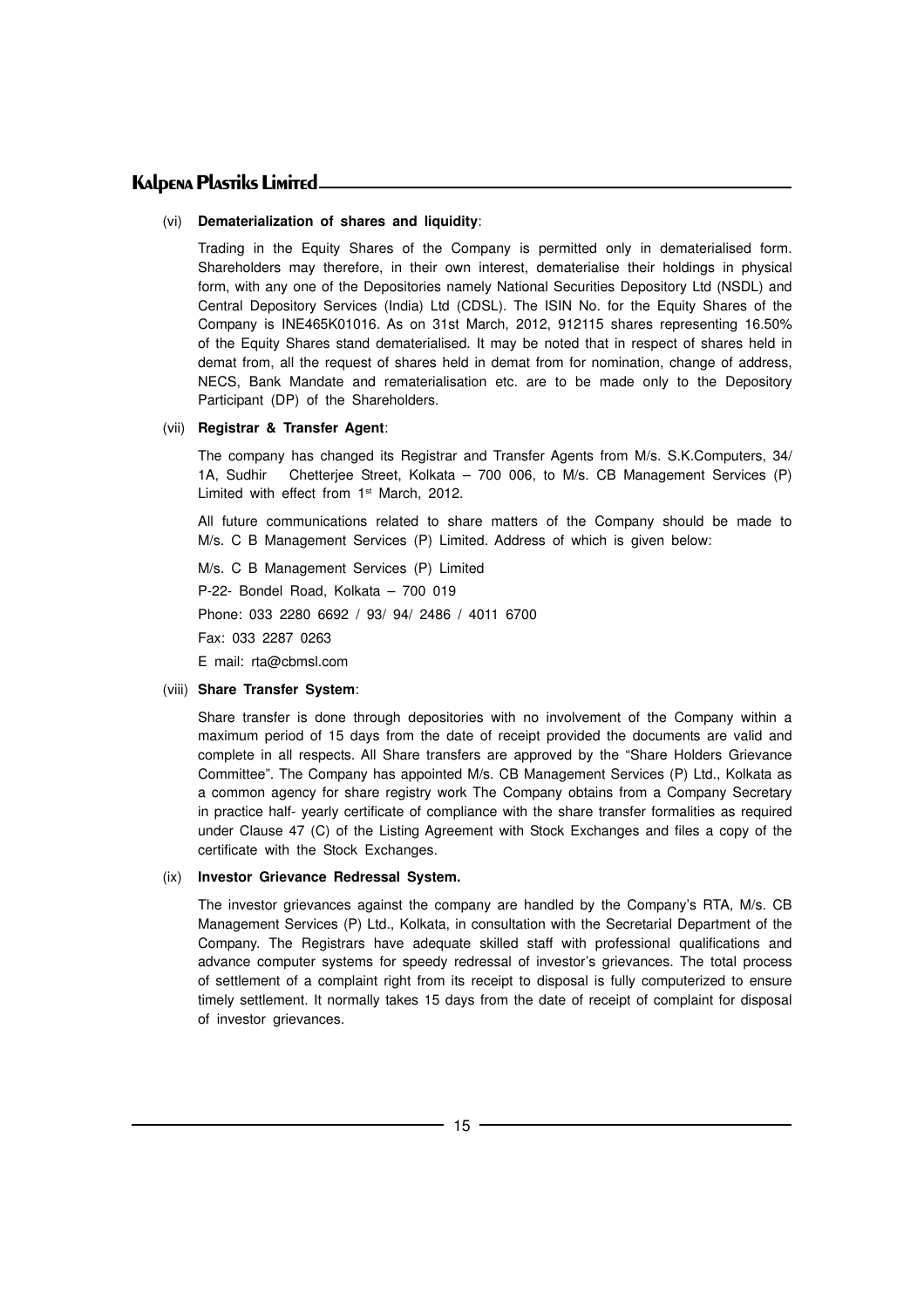(vi) **Dematerialization of shares and liquidity**:

Trading in the Equity Shares of the Company is permitted only in dematerialised form. Shareholders may therefore, in their own interest, dematerialise their holdings in physical form, with any one of the Depositories namely National Securities Depository Ltd (NSDL) and Central Depository Services (India) Ltd (CDSL). The ISIN No. for the Equity Shares of the Company is INE465K01016. As on 31st March, 2012, 912115 shares representing 16.50% of the Equity Shares stand dematerialised. It may be noted that in respect of shares held in demat from, all the request of shares held in demat from for nomination, change of address, NECS, Bank Mandate and rematerialisation etc. are to be made only to the Depository Participant (DP) of the Shareholders.

(vii) **Registrar & Transfer Agent**:

The company has changed its Registrar and Transfer Agents from M/s. S.K.Computers, 34/ 1A, Sudhir Chetterjee Street, Kolkata – 700 006, to M/s. CB Management Services (P) Limited with effect from 1st March, 2012.

All future communications related to share matters of the Company should be made to M/s. C B Management Services (P) Limited. Address of which is given below:

M/s. C B Management Services (P) Limited

P-22- Bondel Road, Kolkata – 700 019

Phone: 033 2280 6692 / 93/ 94/ 2486 / 4011 6700

Fax: 033 2287 0263

E mail: rta@cbmsl.com

(viii) **Share Transfer System**:

Share transfer is done through depositories with no involvement of the Company within a maximum period of 15 days from the date of receipt provided the documents are valid and complete in all respects. All Share transfers are approved by the "Share Holders Grievance Committee". The Company has appointed M/s. CB Management Services (P) Ltd., Kolkata as a common agency for share registry work The Company obtains from a Company Secretary in practice half- yearly certificate of compliance with the share transfer formalities as required under Clause 47 (C) of the Listing Agreement with Stock Exchanges and files a copy of the certificate with the Stock Exchanges.

(ix) **Investor Grievance Redressal System.**

The investor grievances against the company are handled by the Company's RTA, M/s. CB Management Services (P) Ltd., Kolkata, in consultation with the Secretarial Department of the Company. The Registrars have adequate skilled staff with professional qualifications and advance computer systems for speedy redressal of investor's grievances. The total process of settlement of a complaint right from its receipt to disposal is fully computerized to ensure timely settlement. It normally takes 15 days from the date of receipt of complaint for disposal of investor grievances.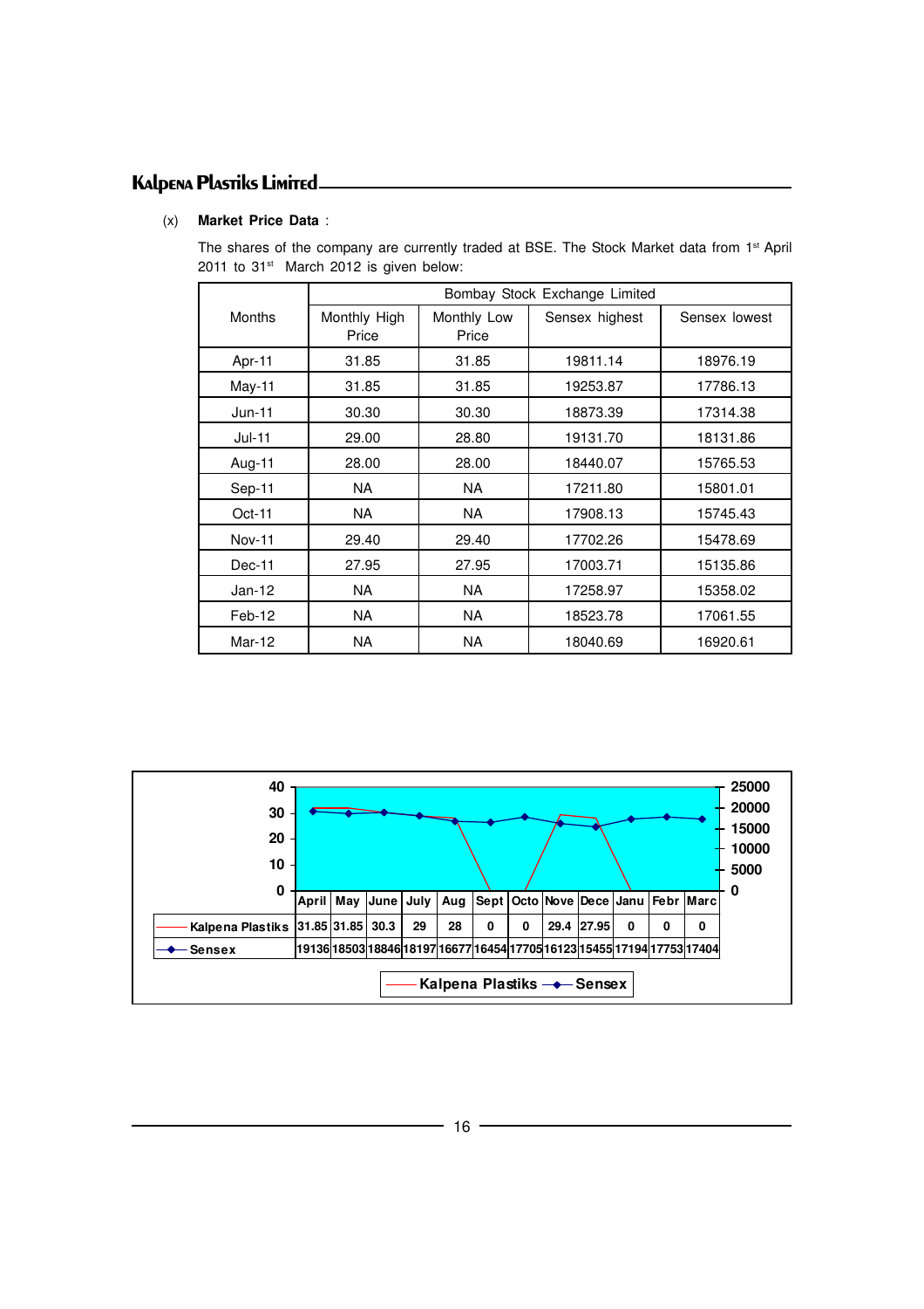(x) **Market Price Data** :

The shares of the company are currently traded at BSE. The Stock Market data from 1st April 2011 to 31st March 2012 is given below:

| Months | Bombay Stock Exchange Limited | | | |
|---|---|---|---|---|
| | Monthly High Price | Monthly Low Price | Sensex highest | Sensex lowest |
| Apr-11 | 31.85 | 31.85 | 19811.14 | 18976.19 |
| May-11 | 31.85 | 31.85 | 19253.87 | 17786.13 |
| Jun-11 | 30.30 | 30.30 | 18873.39 | 17314.38 |
| Jul-11 | 29.00 | 28.80 | 19131.70 | 18131.86 |
| Aug-11 | 28.00 | 28.00 | 18440.07 | 15765.53 |
| Sep-11 | NA | NA | 17211.80 | 15801.01 |
| Oct-11 | NA | NA | 17908.13 | 15745.43 |
| Nov-11 | 29.40 | 29.40 | 17702.26 | 15478.69 |
| Dec-11 | 27.95 | 27.95 | 17003.71 | 15135.86 |
| Jan-12 | NA | NA | 17258.97 | 15358.02 |
| Feb-12 | NA | NA | 18523.78 | 17061.55 |
| Mar-12 | NA | NA | 18040.69 | 16920.61 |

| | April | May | June | July | Aug | Sept | Octo | Nove | Dece | Janu | Febr | Marc |
|---|---|---|---|---|---|---|---|---|---|---|---|---|
| Kalpena Plastiks | 31.85 | 31.85 | 30.3 | 29 | 28 | 0 | 0 | 29.4 | 27.95 | 0 | 0 | 0 |
| Sensex | 19136 | 18503 | 18846 | 18197 | 16677 | 16454 | 17705 | 16123 | 15455 | 17194 | 17753 | 17404 |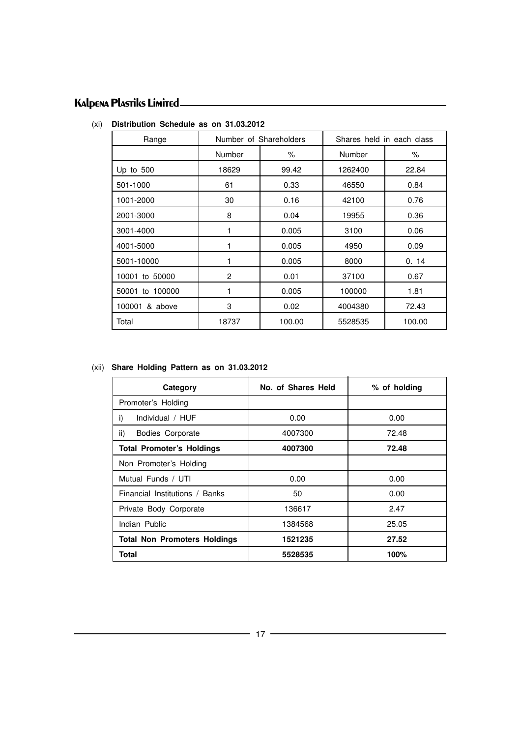(xi) **Distribution Schedule as on 31.03.2012**

| Range | Number of Shareholders | | Shares held in each class | |
|---|---|---|---|---|
| | Number | % | Number | % |
| Up to 500 | 18629 | 99.42 | 1262400 | 22.84 |
| 501-1000 | 61 | 0.33 | 46550 | 0.84 |
| 1001-2000 | 30 | 0.16 | 42100 | 0.76 |
| 2001-3000 | 8 | 0.04 | 19955 | 0.36 |
| 3001-4000 | 1 | 0.005 | 3100 | 0.06 |
| 4001-5000 | 1 | 0.005 | 4950 | 0.09 |
| 5001-10000 | 1 | 0.005 | 8000 | 0. 14 |
| 10001 to 50000 | 2 | 0.01 | 37100 | 0.67 |
| 50001 to 100000 | 1 | 0.005 | 100000 | 1.81 |
| 100001 & above | 3 | 0.02 | 4004380 | 72.43 |
| Total | 18737 | 100.00 | 5528535 | 100.00 |

(xii) **Share Holding Pattern as on 31.03.2012**

| Category | No. of Shares Held | % of holding |
|---|---|---|
| Promoter's Holding | | |
| i) Individual / HUF | 0.00 | 0.00 |
| ii) Bodies Corporate | 4007300 | 72.48 |
| **Total Promoter's Holdings** | **4007300** | **72.48** |
| Non Promoter's Holding | | |
| Mutual Funds / UTI | 0.00 | 0.00 |
| Financial Institutions / Banks | 50 | 0.00 |
| Private Body Corporate | 136617 | 2.47 |
| Indian Public | 1384568 | 25.05 |
| **Total Non Promoters Holdings** | **1521235** | **27.52** |
| **Total** | **5528535** | **100%** |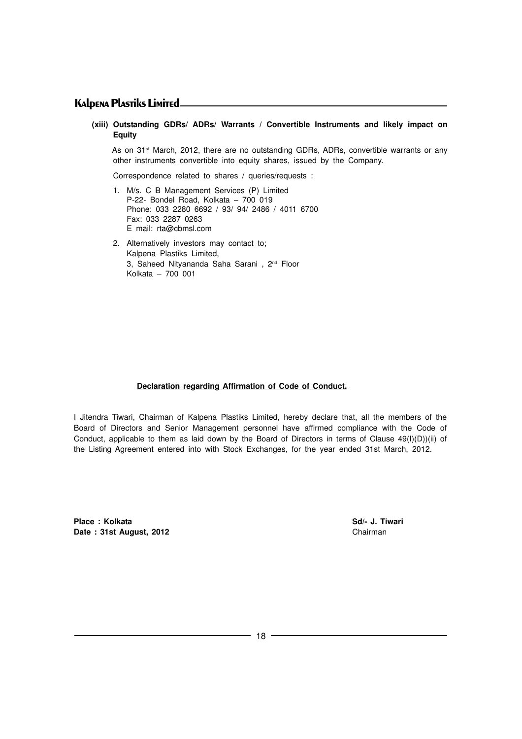**(xiii) Outstanding GDRs/ ADRs/ Warrants / Convertible Instruments and likely impact on Equity**

As on 31st March, 2012, there are no outstanding GDRs, ADRs, convertible warrants or any other instruments convertible into equity shares, issued by the Company.

Correspondence related to shares / queries/requests :

1. M/s. C B Management Services (P) Limited
   P-22- Bondel Road, Kolkata – 700 019
   Phone: 033 2280 6692 / 93/ 94/ 2486 / 4011 6700
   Fax: 033 2287 0263
   E mail: rta@cbmsl.com

2. Alternatively investors may contact to;
   Kalpena Plastiks Limited,
   3, Saheed Nityananda Saha Sarani , 2nd Floor
   Kolkata – 700 001

**Declaration regarding Affirmation of Code of Conduct.**

I Jitendra Tiwari, Chairman of Kalpena Plastiks Limited, hereby declare that, all the members of the Board of Directors and Senior Management personnel have affirmed compliance with the Code of Conduct, applicable to them as laid down by the Board of Directors in terms of Clause 49(I)(D))(ii) of the Listing Agreement entered into with Stock Exchanges, for the year ended 31st March, 2012.

**Place : Kolkata**
**Date : 31st August, 2012**

**Sd/- J. Tiwari**
Chairman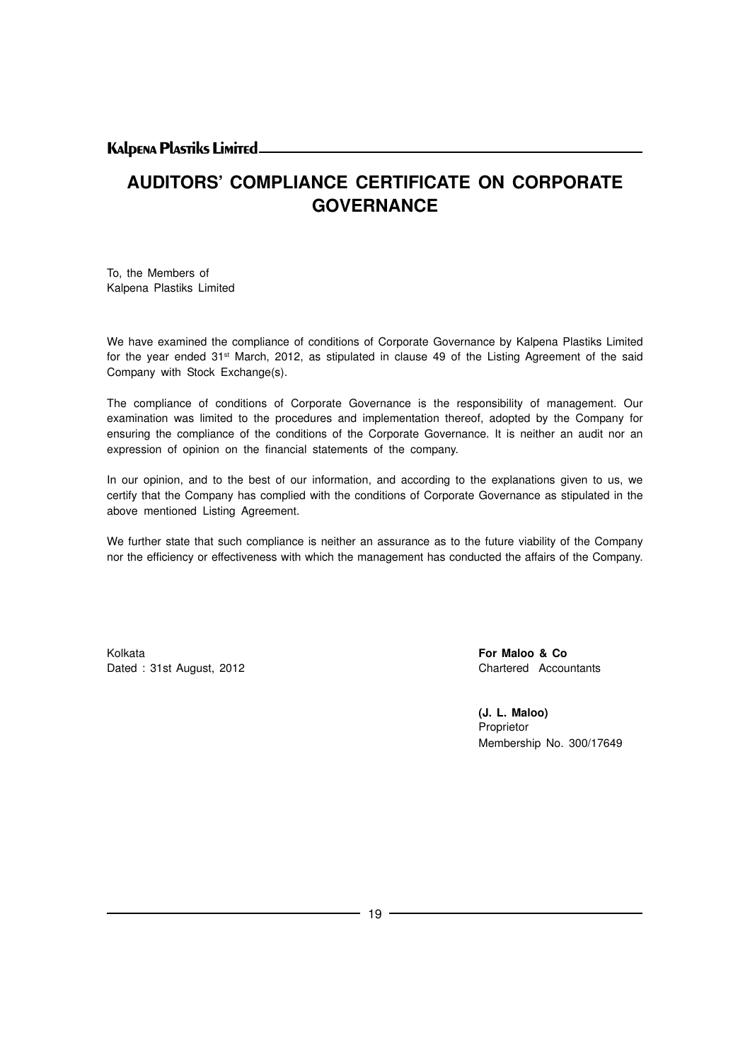# AUDITORS' COMPLIANCE CERTIFICATE ON CORPORATE GOVERNANCE

To, the Members of
Kalpena Plastiks Limited

We have examined the compliance of conditions of Corporate Governance by Kalpena Plastiks Limited for the year ended 31st March, 2012, as stipulated in clause 49 of the Listing Agreement of the said Company with Stock Exchange(s).

The compliance of conditions of Corporate Governance is the responsibility of management. Our examination was limited to the procedures and implementation thereof, adopted by the Company for ensuring the compliance of the conditions of the Corporate Governance. It is neither an audit nor an expression of opinion on the financial statements of the company.

In our opinion, and to the best of our information, and according to the explanations given to us, we certify that the Company has complied with the conditions of Corporate Governance as stipulated in the above mentioned Listing Agreement.

We further state that such compliance is neither an assurance as to the future viability of the Company nor the efficiency or effectiveness with which the management has conducted the affairs of the Company.

Kolkata
Dated : 31st August, 2012

**For Maloo & Co**
Chartered Accountants

**(J. L. Maloo)**
Proprietor
Membership No. 300/17649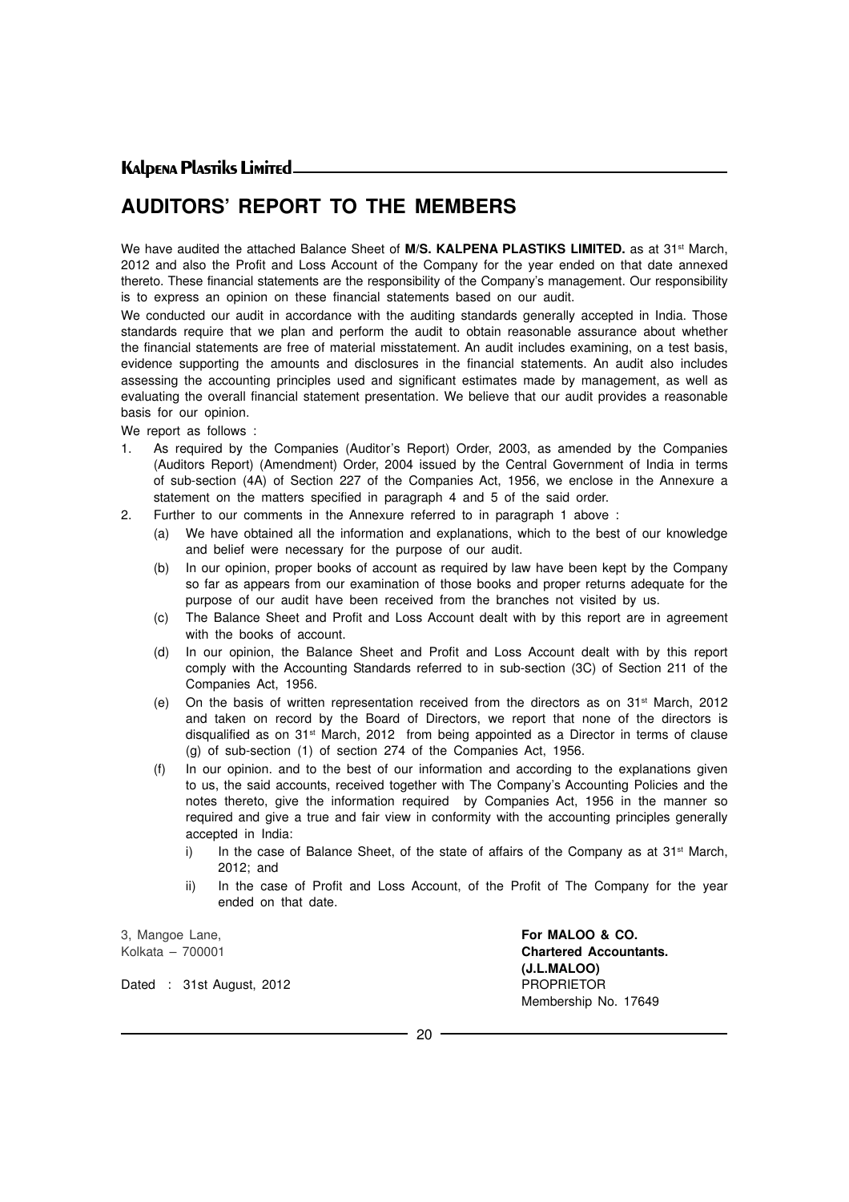# AUDITORS' REPORT TO THE MEMBERS

We have audited the attached Balance Sheet of **M/S. KALPENA PLASTIKS LIMITED.** as at 31st March, 2012 and also the Profit and Loss Account of the Company for the year ended on that date annexed thereto. These financial statements are the responsibility of the Company's management. Our responsibility is to express an opinion on these financial statements based on our audit.

We conducted our audit in accordance with the auditing standards generally accepted in India. Those standards require that we plan and perform the audit to obtain reasonable assurance about whether the financial statements are free of material misstatement. An audit includes examining, on a test basis, evidence supporting the amounts and disclosures in the financial statements. An audit also includes assessing the accounting principles used and significant estimates made by management, as well as evaluating the overall financial statement presentation. We believe that our audit provides a reasonable basis for our opinion.

We report as follows :

1. As required by the Companies (Auditor's Report) Order, 2003, as amended by the Companies (Auditors Report) (Amendment) Order, 2004 issued by the Central Government of India in terms of sub-section (4A) of Section 227 of the Companies Act, 1956, we enclose in the Annexure a statement on the matters specified in paragraph 4 and 5 of the said order.
2. Further to our comments in the Annexure referred to in paragraph 1 above :
   - (a) We have obtained all the information and explanations, which to the best of our knowledge and belief were necessary for the purpose of our audit.
   - (b) In our opinion, proper books of account as required by law have been kept by the Company so far as appears from our examination of those books and proper returns adequate for the purpose of our audit have been received from the branches not visited by us.
   - (c) The Balance Sheet and Profit and Loss Account dealt with by this report are in agreement with the books of account.
   - (d) In our opinion, the Balance Sheet and Profit and Loss Account dealt with by this report comply with the Accounting Standards referred to in sub-section (3C) of Section 211 of the Companies Act, 1956.
   - (e) On the basis of written representation received from the directors as on 31st March, 2012 and taken on record by the Board of Directors, we report that none of the directors is disqualified as on 31st March, 2012 from being appointed as a Director in terms of clause (g) of sub-section (1) of section 274 of the Companies Act, 1956.
   - (f) In our opinion. and to the best of our information and according to the explanations given to us, the said accounts, received together with The Company's Accounting Policies and the notes thereto, give the information required by Companies Act, 1956 in the manner so required and give a true and fair view in conformity with the accounting principles generally accepted in India:
     - i) In the case of Balance Sheet, of the state of affairs of the Company as at 31st March, 2012; and
     - ii) In the case of Profit and Loss Account, of the Profit of The Company for the year ended on that date.

3, Mangoe Lane,
Kolkata – 700001

Dated : 31st August, 2012

**For MALOO & CO.**
**Chartered Accountants.**
**(J.L.MALOO)**
PROPRIETOR
Membership No. 17649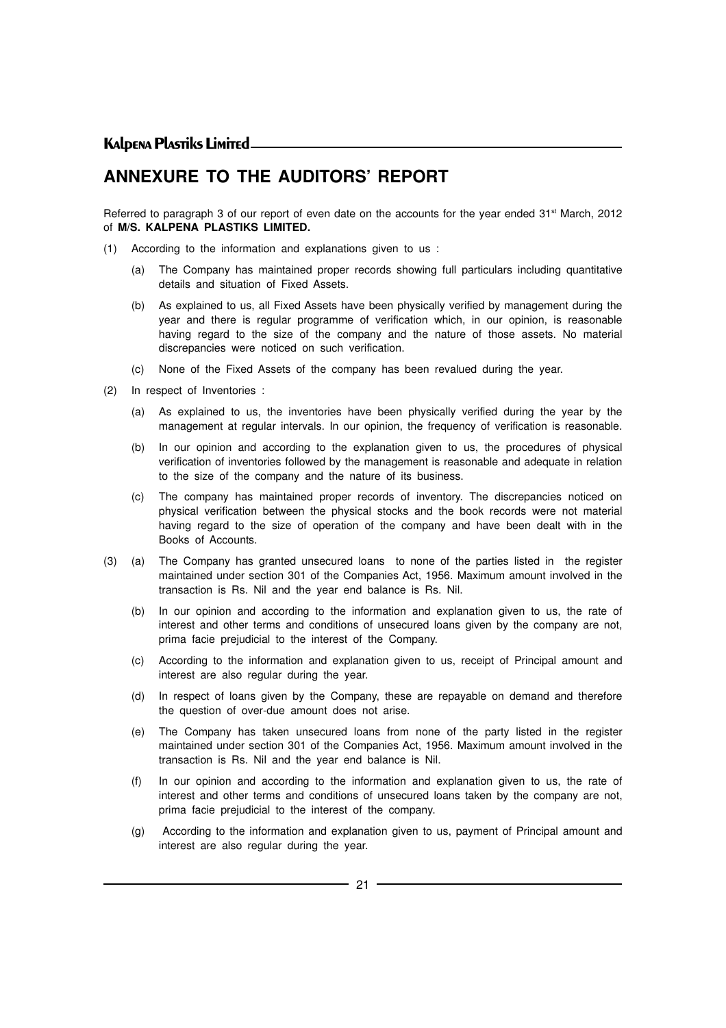# ANNEXURE TO THE AUDITORS' REPORT

Referred to paragraph 3 of our report of even date on the accounts for the year ended 31st March, 2012 of **M/S. KALPENA PLASTIKS LIMITED.**

(1) According to the information and explanations given to us :

   (a) The Company has maintained proper records showing full particulars including quantitative details and situation of Fixed Assets.

   (b) As explained to us, all Fixed Assets have been physically verified by management during the year and there is regular programme of verification which, in our opinion, is reasonable having regard to the size of the company and the nature of those assets. No material discrepancies were noticed on such verification.

   (c) None of the Fixed Assets of the company has been revalued during the year.

(2) In respect of Inventories :

   (a) As explained to us, the inventories have been physically verified during the year by the management at regular intervals. In our opinion, the frequency of verification is reasonable.

   (b) In our opinion and according to the explanation given to us, the procedures of physical verification of inventories followed by the management is reasonable and adequate in relation to the size of the company and the nature of its business.

   (c) The company has maintained proper records of inventory. The discrepancies noticed on physical verification between the physical stocks and the book records were not material having regard to the size of operation of the company and have been dealt with in the Books of Accounts.

(3) (a) The Company has granted unsecured loans to none of the parties listed in the register maintained under section 301 of the Companies Act, 1956. Maximum amount involved in the transaction is Rs. Nil and the year end balance is Rs. Nil.

   (b) In our opinion and according to the information and explanation given to us, the rate of interest and other terms and conditions of unsecured loans given by the company are not, prima facie prejudicial to the interest of the Company.

   (c) According to the information and explanation given to us, receipt of Principal amount and interest are also regular during the year.

   (d) In respect of loans given by the Company, these are repayable on demand and therefore the question of over-due amount does not arise.

   (e) The Company has taken unsecured loans from none of the party listed in the register maintained under section 301 of the Companies Act, 1956. Maximum amount involved in the transaction is Rs. Nil and the year end balance is Nil.

   (f) In our opinion and according to the information and explanation given to us, the rate of interest and other terms and conditions of unsecured loans taken by the company are not, prima facie prejudicial to the interest of the company.

   (g) According to the information and explanation given to us, payment of Principal amount and interest are also regular during the year.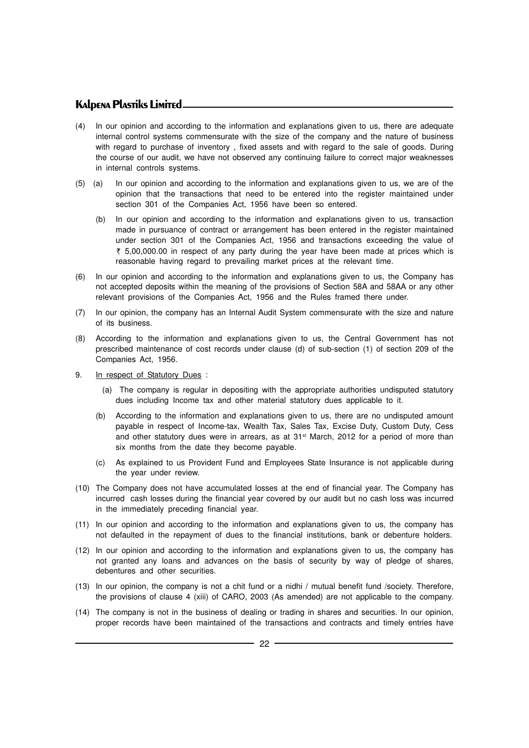(4) In our opinion and according to the information and explanations given to us, there are adequate internal control systems commensurate with the size of the company and the nature of business with regard to purchase of inventory , fixed assets and with regard to the sale of goods. During the course of our audit, we have not observed any continuing failure to correct major weaknesses in internal controls systems.

(5) (a) In our opinion and according to the information and explanations given to us, we are of the opinion that the transactions that need to be entered into the register maintained under section 301 of the Companies Act, 1956 have been so entered.

(b) In our opinion and according to the information and explanations given to us, transaction made in pursuance of contract or arrangement has been entered in the register maintained under section 301 of the Companies Act, 1956 and transactions exceeding the value of ₹ 5,00,000.00 in respect of any party during the year have been made at prices which is reasonable having regard to prevailing market prices at the relevant time.

(6) In our opinion and according to the information and explanations given to us, the Company has not accepted deposits within the meaning of the provisions of Section 58A and 58AA or any other relevant provisions of the Companies Act, 1956 and the Rules framed there under.

(7) In our opinion, the company has an Internal Audit System commensurate with the size and nature of its business.

(8) According to the information and explanations given to us, the Central Government has not prescribed maintenance of cost records under clause (d) of sub-section (1) of section 209 of the Companies Act, 1956.

9. <u>In respect of Statutory Dues</u> :

(a) The company is regular in depositing with the appropriate authorities undisputed statutory dues including Income tax and other material statutory dues applicable to it.

(b) According to the information and explanations given to us, there are no undisputed amount payable in respect of Income-tax, Wealth Tax, Sales Tax, Excise Duty, Custom Duty, Cess and other statutory dues were in arrears, as at 31st March, 2012 for a period of more than six months from the date they become payable.

(c) As explained to us Provident Fund and Employees State Insurance is not applicable during the year under review.

(10) The Company does not have accumulated losses at the end of financial year. The Company has incurred cash losses during the financial year covered by our audit but no cash loss was incurred in the immediately preceding financial year.

(11) In our opinion and according to the information and explanations given to us, the company has not defaulted in the repayment of dues to the financial institutions, bank or debenture holders.

(12) In our opinion and according to the information and explanations given to us, the company has not granted any loans and advances on the basis of security by way of pledge of shares, debentures and other securities.

(13) In our opinion, the company is not a chit fund or a nidhi / mutual benefit fund /society. Therefore, the provisions of clause 4 (xiii) of CARO, 2003 (As amended) are not applicable to the company.

(14) The company is not in the business of dealing or trading in shares and securities. In our opinion, proper records have been maintained of the transactions and contracts and timely entries have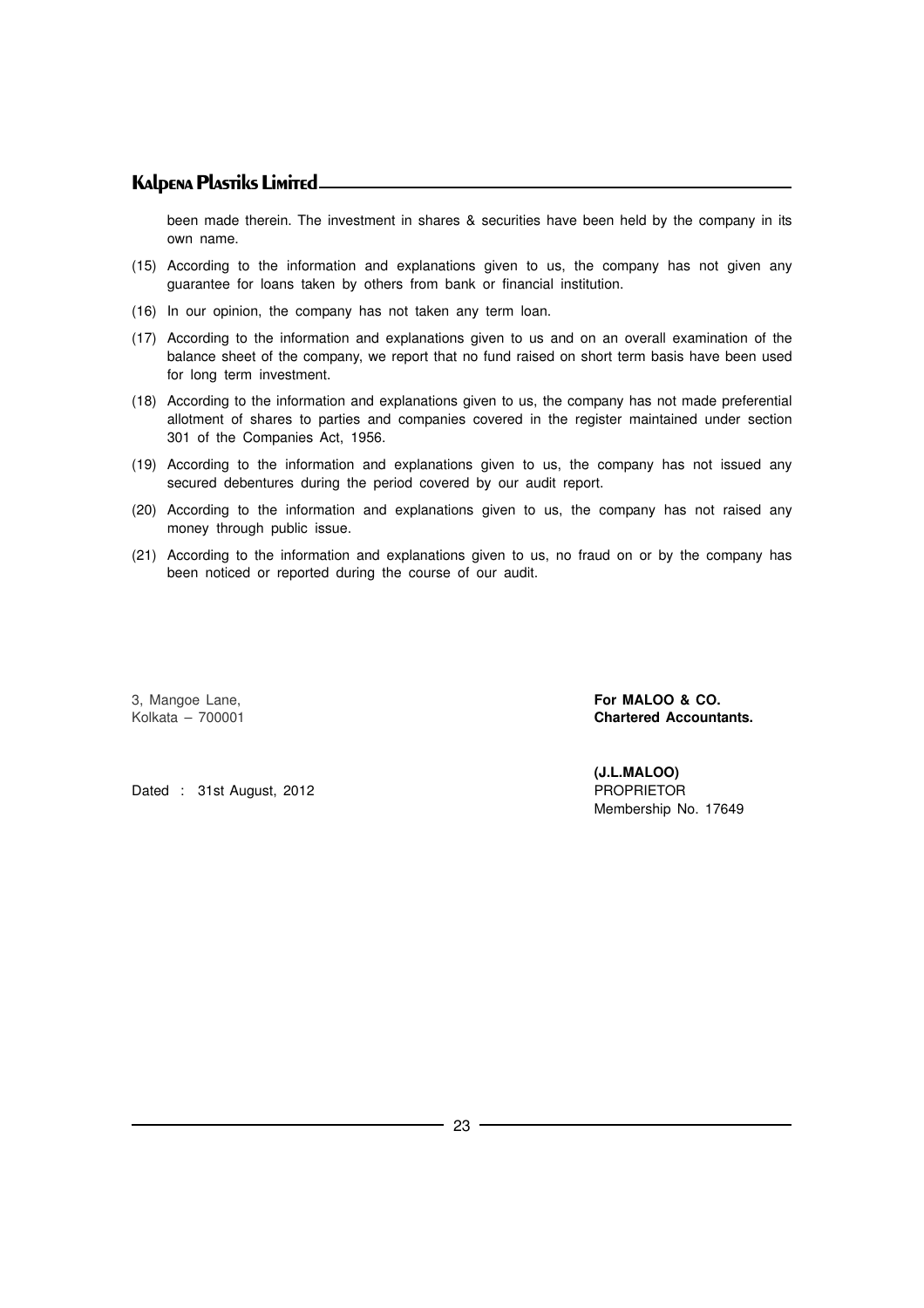been made therein. The investment in shares & securities have been held by the company in its own name.

(15) According to the information and explanations given to us, the company has not given any guarantee for loans taken by others from bank or financial institution.

(16) In our opinion, the company has not taken any term loan.

(17) According to the information and explanations given to us and on an overall examination of the balance sheet of the company, we report that no fund raised on short term basis have been used for long term investment.

(18) According to the information and explanations given to us, the company has not made preferential allotment of shares to parties and companies covered in the register maintained under section 301 of the Companies Act, 1956.

(19) According to the information and explanations given to us, the company has not issued any secured debentures during the period covered by our audit report.

(20) According to the information and explanations given to us, the company has not raised any money through public issue.

(21) According to the information and explanations given to us, no fraud on or by the company has been noticed or reported during the course of our audit.

3, Mangoe Lane,
Kolkata – 700001

Dated : 31st August, 2012

**For MALOO & CO.**
**Chartered Accountants.**

**(J.L.MALOO)**
PROPRIETOR
Membership No. 17649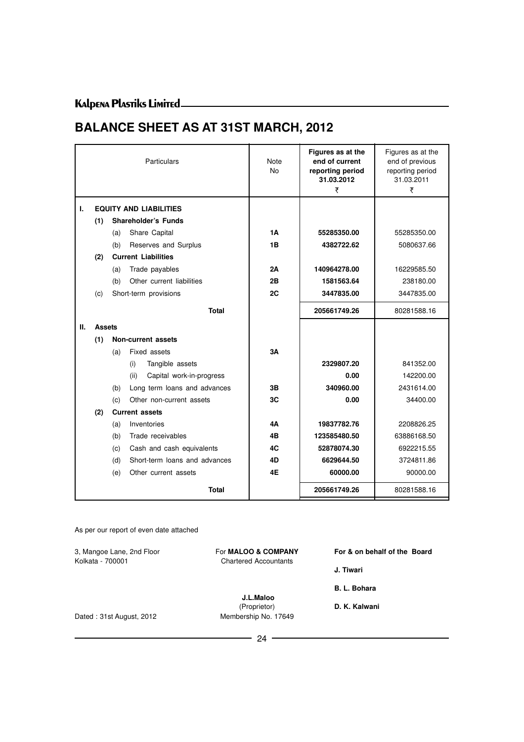# BALANCE SHEET AS AT 31ST MARCH, 2012

| | Particulars | Note No | Figures as at the end of current reporting period 31.03.2012 ₹ | Figures as at the end of previous reporting period 31.03.2011 ₹ |
|---|---|---|---|---|
| **I.** | **EQUITY AND LIABILITIES** | | | |
| | **(1) Shareholder's Funds** | | | |
| | (a) Share Capital | **1A** | **55285350.00** | 55285350.00 |
| | (b) Reserves and Surplus | **1B** | **4382722.62** | 5080637.66 |
| | **(2) Current Liabilities** | | | |
| | (a) Trade payables | **2A** | **140964278.00** | 16229585.50 |
| | (b) Other current liabilities | **2B** | **1581563.64** | 238180.00 |
| | (c) Short-term provisions | **2C** | **3447835.00** | 3447835.00 |
| | **Total** | | **205661749.26** | 80281588.16 |
| **II.** | **Assets** | | | |
| | **(1) Non-current assets** | | | |
| | (a) Fixed assets | **3A** | | |
| | (i) Tangible assets | | **2329807.20** | 841352.00 |
| | (ii) Capital work-in-progress | | **0.00** | 142200.00 |
| | (b) Long term loans and advances | **3B** | **340960.00** | 2431614.00 |
| | (c) Other non-current assets | **3C** | **0.00** | 34400.00 |
| | **(2) Current assets** | | | |
| | (a) Inventories | **4A** | **19837782.76** | 2208826.25 |
| | (b) Trade receivables | **4B** | **123585480.50** | 63886168.50 |
| | (c) Cash and cash equivalents | **4C** | **52878074.30** | 6922215.55 |
| | (d) Short-term loans and advances | **4D** | **6629644.50** | 3724811.86 |
| | (e) Other current assets | **4E** | **60000.00** | 90000.00 |
| | **Total** | | **205661749.26** | 80281588.16 |

As per our report of even date attached

3, Mangoe Lane, 2nd Floor
Kolkata - 700001

For **MALOO & COMPANY**
Chartered Accountants

**J.L.Maloo**
(Proprietor)
Membership No. 17649

**For & on behalf of the Board**

**J. Tiwari**

**B. L. Bohara**

**D. K. Kalwani**

Dated : 31st August, 2012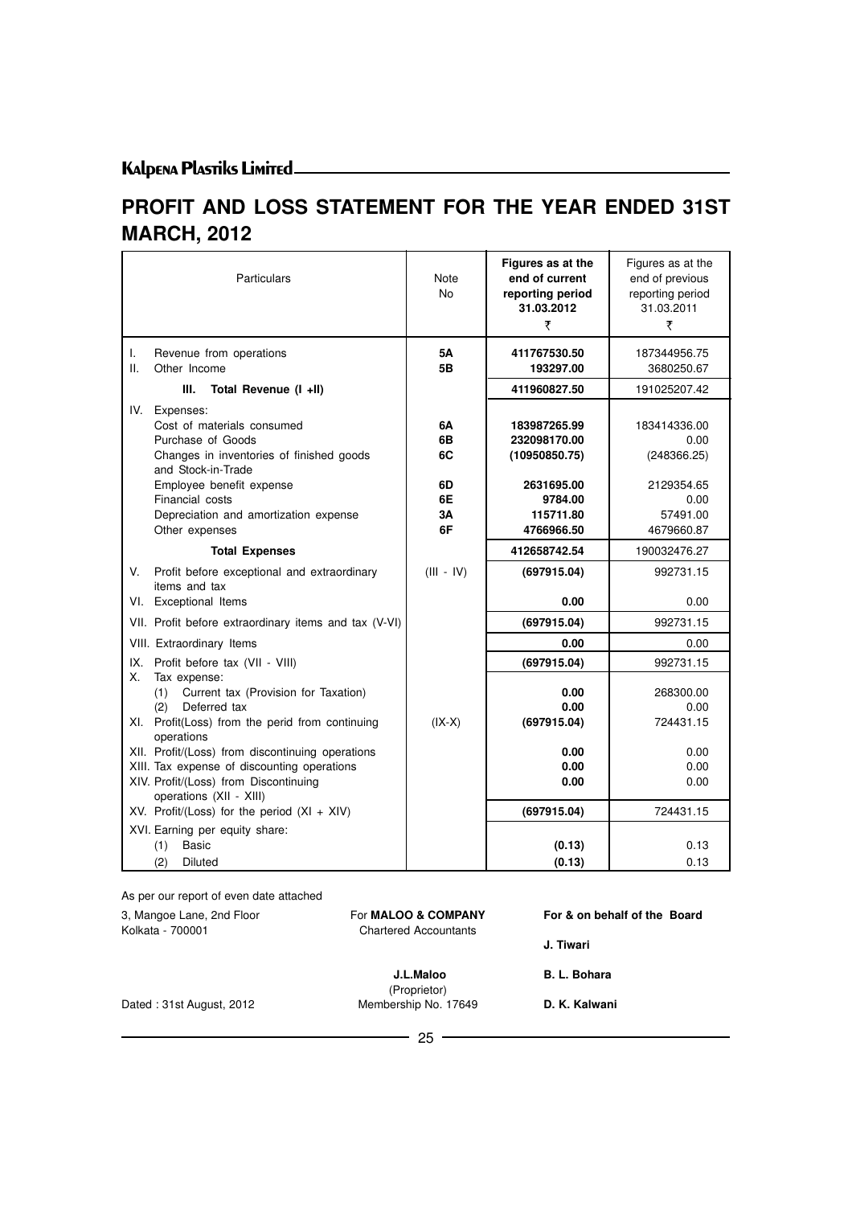**Kalpena Plastiks Limited**

# PROFIT AND LOSS STATEMENT FOR THE YEAR ENDED 31ST MARCH, 2012

| | Particulars | Note No | Figures as at the end of current reporting period 31.03.2012 ₹ | Figures as at the end of previous reporting period 31.03.2011 ₹ |
|---|---|---|---|---|
| I. | Revenue from operations | **5A** | **411767530.50** | 187344956.75 |
| II. | Other Income | **5B** | **193297.00** | 3680250.67 |
| | **III. Total Revenue (I +II)** | | **411960827.50** | 191025207.42 |
| IV. | Expenses: | | | |
| | Cost of materials consumed | **6A** | **183987265.99** | 183414336.00 |
| | Purchase of Goods | **6B** | **232098170.00** | 0.00 |
| | Changes in inventories of finished goods and Stock-in-Trade | **6C** | **(10950850.75)** | (248366.25) |
| | Employee benefit expense | **6D** | **2631695.00** | 2129354.65 |
| | Financial costs | **6E** | **9784.00** | 0.00 |
| | Depreciation and amortization expense | **3A** | **115711.80** | 57491.00 |
| | Other expenses | **6F** | **4766966.50** | 4679660.87 |
| | **Total Expenses** | | **412658742.54** | 190032476.27 |
| V. | Profit before exceptional and extraordinary items and tax | (III - IV) | **(697915.04)** | 992731.15 |
| VI. | Exceptional Items | | **0.00** | 0.00 |
| VII. | Profit before extraordinary items and tax (V-VI) | | **(697915.04)** | 992731.15 |
| VIII. | Extraordinary Items | | **0.00** | 0.00 |
| IX. | Profit before tax (VII - VIII) | | **(697915.04)** | 992731.15 |
| X. | Tax expense: | | | |
| | (1) Current tax (Provision for Taxation) | | **0.00** | 268300.00 |
| | (2) Deferred tax | | **0.00** | 0.00 |
| XI. | Profit(Loss) from the perid from continuing operations | (IX-X) | **(697915.04)** | 724431.15 |
| XII. | Profit/(Loss) from discontinuing operations | | **0.00** | 0.00 |
| XIII. | Tax expense of discounting operations | | **0.00** | 0.00 |
| XIV. | Profit/(Loss) from Discontinuing operations (XII - XIII) | | **0.00** | 0.00 |
| XV. | Profit/(Loss) for the period (XI + XIV) | | **(697915.04)** | 724431.15 |
| XVI. | Earning per equity share: | | | |
| | (1) Basic | | **(0.13)** | 0.13 |
| | (2) Diluted | | **(0.13)** | 0.13 |

As per our report of even date attached

3, Mangoe Lane, 2nd Floor
Kolkata - 700001

For **MALOO & COMPANY**
Chartered Accountants

**J.L.Maloo**
(Proprietor)
Membership No. 17649

Dated : 31st August, 2012

**For & on behalf of the Board**

**J. Tiwari**

**B. L. Bohara**

**D. K. Kalwani**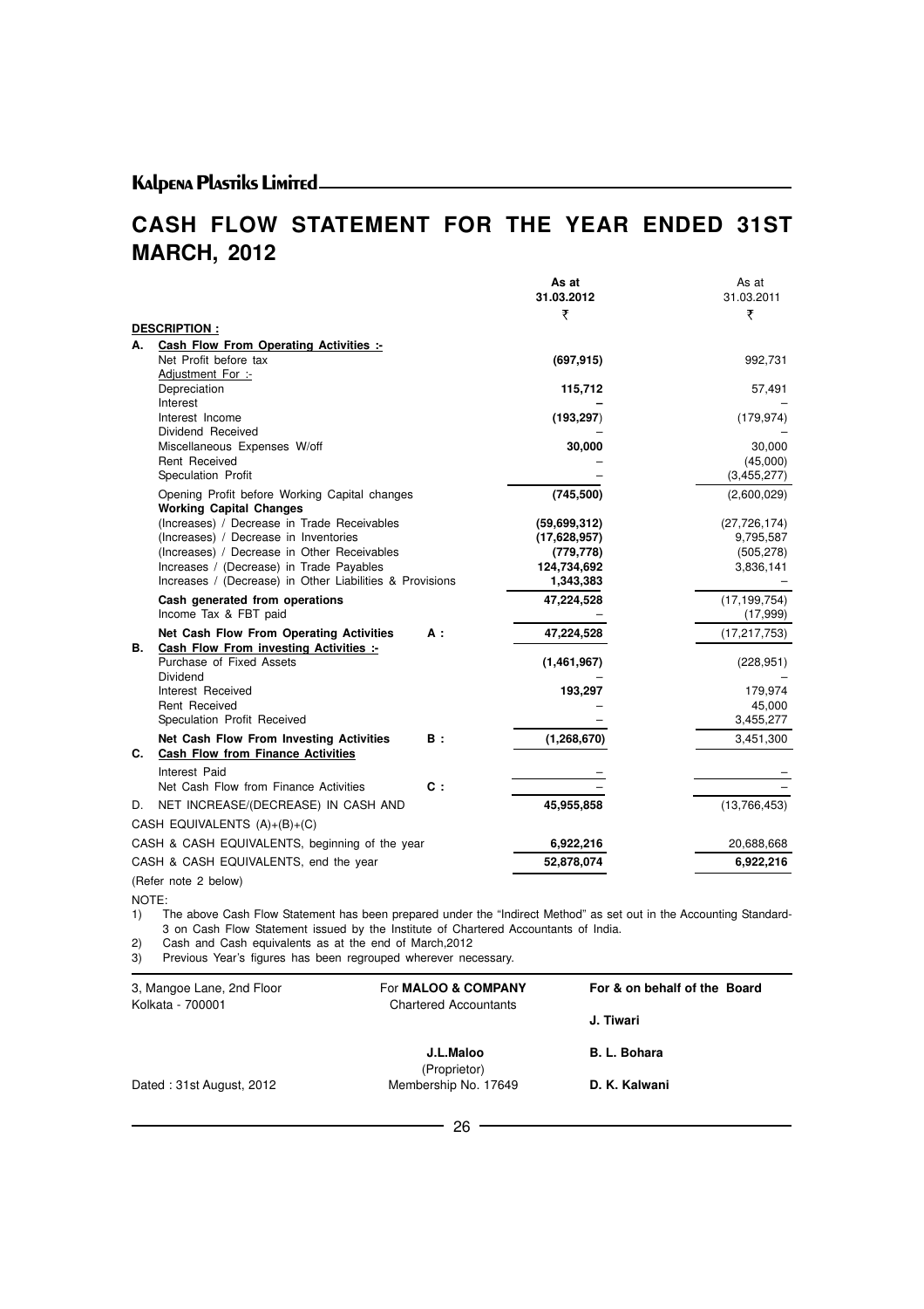# CASH FLOW STATEMENT FOR THE YEAR ENDED 31ST MARCH, 2012

| | | | As at 31.03.2012 ₹ | As at 31.03.2011 ₹ |
|---|---|---|---|---|
| | **DESCRIPTION :** | | | |
| **A.** | **Cash Flow From Operating Activities :-** | | | |
| | Net Profit before tax | | **(697,915)** | 992,731 |
| | Adjustment For :- | | | |
| | Depreciation | | **115,712** | 57,491 |
| | Interest | | **–** | – |
| | Interest Income | | **(193,297)** | (179,974) |
| | Dividend Received | | – | – |
| | Miscellaneous Expenses W/off | | **30,000** | 30,000 |
| | Rent Received | | – | (45,000) |
| | Speculation Profit | | – | (3,455,277) |
| | Opening Profit before Working Capital changes | | **(745,500)** | (2,600,029) |
| | **Working Capital Changes** | | | |
| | (Increases) / Decrease in Trade Receivables | | **(59,699,312)** | (27,726,174) |
| | (Increases) / Decrease in Inventories | | **(17,628,957)** | 9,795,587 |
| | (Increases) / Decrease in Other Receivables | | **(779,778)** | (505,278) |
| | Increases / (Decrease) in Trade Payables | | **124,734,692** | 3,836,141 |
| | Increases / (Decrease) in Other Liabilities & Provisions | | **1,343,383** | – |
| | **Cash generated from operations** | | **47,224,528** | (17,199,754) |
| | Income Tax & FBT paid | | – | (17,999) |
| | **Net Cash Flow From Operating Activities** | **A :** | **47,224,528** | (17,217,753) |
| **B.** | **Cash Flow From investing Activities :-** | | | |
| | Purchase of Fixed Assets | | **(1,461,967)** | (228,951) |
| | Dividend | | – | – |
| | Interest Received | | **193,297** | 179,974 |
| | Rent Received | | – | 45,000 |
| | Speculation Profit Received | | – | 3,455,277 |
| | **Net Cash Flow From Investing Activities** | **B :** | **(1,268,670)** | 3,451,300 |
| **C.** | **Cash Flow from Finance Activities** | | | |
| | Interest Paid | | – | – |
| | Net Cash Flow from Finance Activities | **C :** | – | – |
| D. | NET INCREASE/(DECREASE) IN CASH AND CASH EQUIVALENTS (A)+(B)+(C) | | **45,955,858** | (13,766,453) |
| | CASH & CASH EQUIVALENTS, beginning of the year | | **6,922,216** | 20,688,668 |
| | CASH & CASH EQUIVALENTS, end the year | | **52,878,074** | **6,922,216** |

(Refer note 2 below)

NOTE:

1) The above Cash Flow Statement has been prepared under the "Indirect Method" as set out in the Accounting Standard-3 on Cash Flow Statement issued by the Institute of Chartered Accountants of India.
2) Cash and Cash equivalents as at the end of March,2012
3) Previous Year's figures has been regrouped wherever necessary.

| | | |
|---|---|---|
| 3, Mangoe Lane, 2nd Floor | For **MALOO & COMPANY** | **For & on behalf of the Board** |
| Kolkata - 700001 | Chartered Accountants | |
| | | **J. Tiwari** |
| | **J.L.Maloo** | **B. L. Bohara** |
| | (Proprietor) | |
| Dated : 31st August, 2012 | Membership No. 17649 | **D. K. Kalwani** |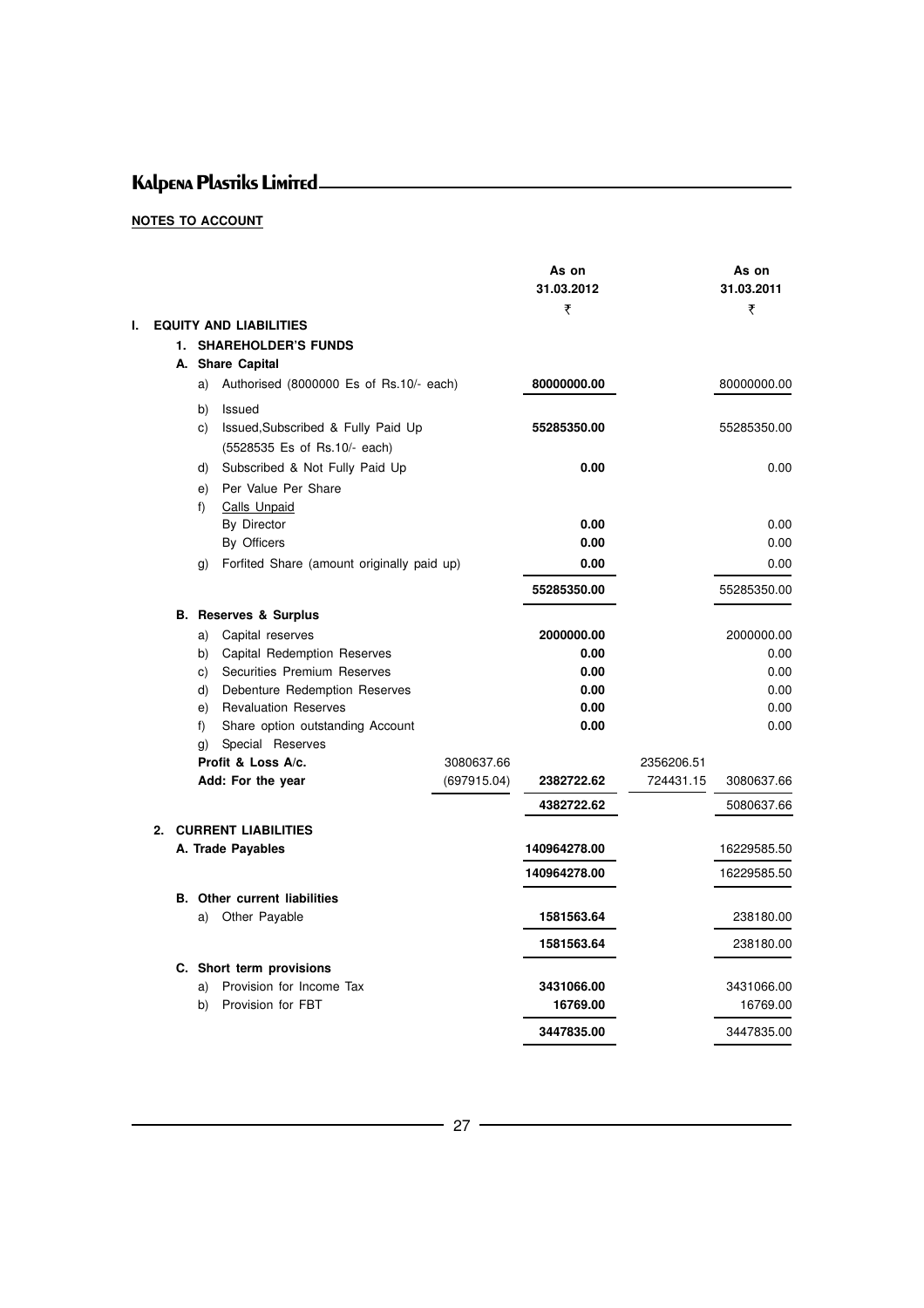**NOTES TO ACCOUNT**

| | | As on 31.03.2012 ₹ | | As on 31.03.2011 ₹ |
|---|---|---|---|---|
| **I. EQUITY AND LIABILITIES** | | | | |
| **1. SHAREHOLDER'S FUNDS** | | | | |
| **A. Share Capital** | | | | |
| a) Authorised (8000000 Es of Rs.10/- each) | | **80000000.00** | | 80000000.00 |
| b) Issued | | | | |
| c) Issued,Subscribed & Fully Paid Up (5528535 Es of Rs.10/- each) | | **55285350.00** | | 55285350.00 |
| d) Subscribed & Not Fully Paid Up | | **0.00** | | 0.00 |
| e) Per Value Per Share | | | | |
| f) Calls Unpaid | | | | |
| By Director | | **0.00** | | 0.00 |
| By Officers | | **0.00** | | 0.00 |
| g) Forfited Share (amount originally paid up) | | **0.00** | | 0.00 |
| | | **55285350.00** | | 55285350.00 |
| **B. Reserves & Surplus** | | | | |
| a) Capital reserves | | **2000000.00** | | 2000000.00 |
| b) Capital Redemption Reserves | | **0.00** | | 0.00 |
| c) Securities Premium Reserves | | **0.00** | | 0.00 |
| d) Debenture Redemption Reserves | | **0.00** | | 0.00 |
| e) Revaluation Reserves | | **0.00** | | 0.00 |
| f) Share option outstanding Account | | **0.00** | | 0.00 |
| g) Special Reserves | | | | |
| **Profit & Loss A/c.** | 3080637.66 | | 2356206.51 | |
| **Add: For the year** | (697915.04) | **2382722.62** | 724431.15 | 3080637.66 |
| | | **4382722.62** | | 5080637.66 |
| **2. CURRENT LIABILITIES** | | | | |
| **A. Trade Payables** | | **140964278.00** | | 16229585.50 |
| | | **140964278.00** | | 16229585.50 |
| **B. Other current liabilities** | | | | |
| a) Other Payable | | **1581563.64** | | 238180.00 |
| | | **1581563.64** | | 238180.00 |
| **C. Short term provisions** | | | | |
| a) Provision for Income Tax | | **3431066.00** | | 3431066.00 |
| b) Provision for FBT | | **16769.00** | | 16769.00 |
| | | **3447835.00** | | 3447835.00 |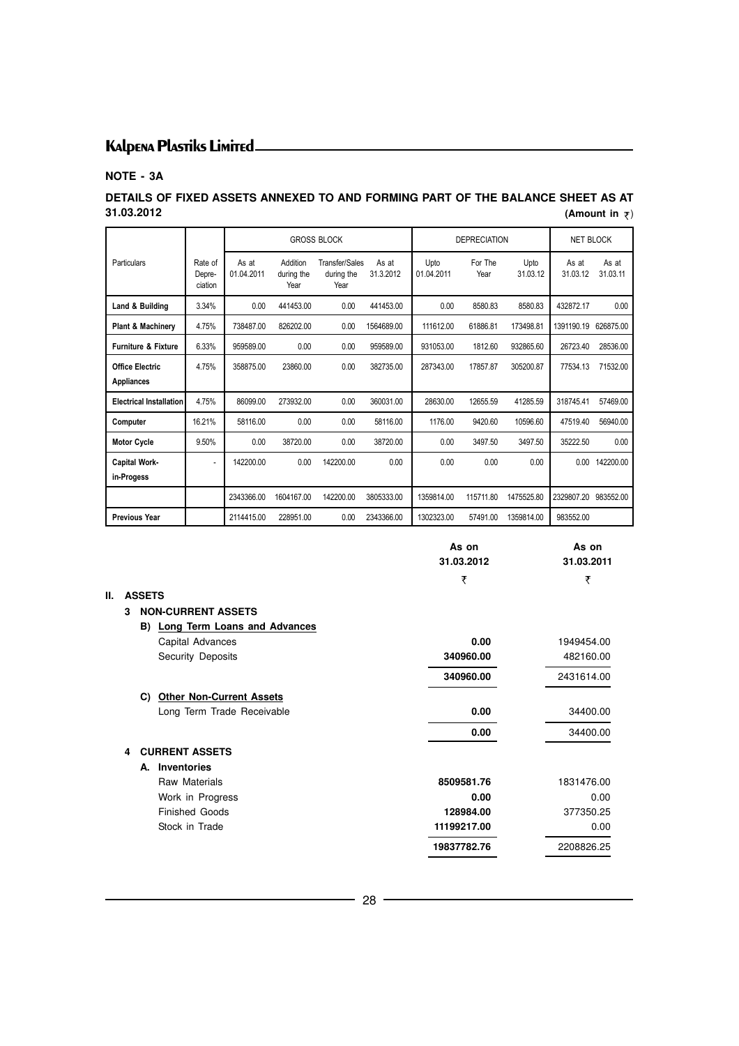## NOTE - 3A

### DETAILS OF FIXED ASSETS ANNEXED TO AND FORMING PART OF THE BALANCE SHEET AS AT 31.03.2012

**(Amount in ₹)**

| Particulars | Rate of Depre-ciation | GROSS BLOCK | | | | DEPRECIATION | | | NET BLOCK | |
|---|---|---|---|---|---|---|---|---|---|---|
| | | As at 01.04.2011 | Addition during the Year | Transfer/Sales during the Year | As at 31.3.2012 | Upto 01.04.2011 | For The Year | Upto 31.03.12 | As at 31.03.12 | As at 31.03.11 |
| **Land & Building** | 3.34% | 0.00 | 441453.00 | 0.00 | 441453.00 | 0.00 | 8580.83 | 8580.83 | 432872.17 | 0.00 |
| **Plant & Machinery** | 4.75% | 738487.00 | 826202.00 | 0.00 | 1564689.00 | 111612.00 | 61886.81 | 173498.81 | 1391190.19 | 626875.00 |
| **Furniture & Fixture** | 6.33% | 959589.00 | 0.00 | 0.00 | 959589.00 | 931053.00 | 1812.60 | 932865.60 | 26723.40 | 28536.00 |
| **Office Electric Appliances** | 4.75% | 358875.00 | 23860.00 | 0.00 | 382735.00 | 287343.00 | 17857.87 | 305200.87 | 77534.13 | 71532.00 |
| **Electrical Installation** | 4.75% | 86099.00 | 273932.00 | 0.00 | 360031.00 | 28630.00 | 12655.59 | 41285.59 | 318745.41 | 57469.00 |
| **Computer** | 16.21% | 58116.00 | 0.00 | 0.00 | 58116.00 | 1176.00 | 9420.60 | 10596.60 | 47519.40 | 56940.00 |
| **Motor Cycle** | 9.50% | 0.00 | 38720.00 | 0.00 | 38720.00 | 0.00 | 3497.50 | 3497.50 | 35222.50 | 0.00 |
| **Capital Work-in-Progess** | - | 142200.00 | 0.00 | 142200.00 | 0.00 | 0.00 | 0.00 | 0.00 | 0.00 | 142200.00 |
| | | 2343366.00 | 1604167.00 | 142200.00 | 3805333.00 | 1359814.00 | 115711.80 | 1475525.80 | 2329807.20 | 983552.00 |
| **Previous Year** | | 2114415.00 | 228951.00 | 0.00 | 2343366.00 | 1302323.00 | 57491.00 | 1359814.00 | 983552.00 | |

| | As on 31.03.2012 ₹ | As on 31.03.2011 ₹ |
|---|---|---|
| **II. ASSETS** | | |
| **3 NON-CURRENT ASSETS** | | |
| **B) Long Term Loans and Advances** | | |
| Capital Advances | **0.00** | 1949454.00 |
| Security Deposits | **340960.00** | 482160.00 |
| | **340960.00** | 2431614.00 |
| **C) Other Non-Current Assets** | | |
| Long Term Trade Receivable | **0.00** | 34400.00 |
| | **0.00** | 34400.00 |
| **4 CURRENT ASSETS** | | |
| **A. Inventories** | | |
| Raw Materials | **8509581.76** | 1831476.00 |
| Work in Progress | **0.00** | 0.00 |
| Finished Goods | **128984.00** | 377350.25 |
| Stock in Trade | **11199217.00** | 0.00 |
| | **19837782.76** | 2208826.25 |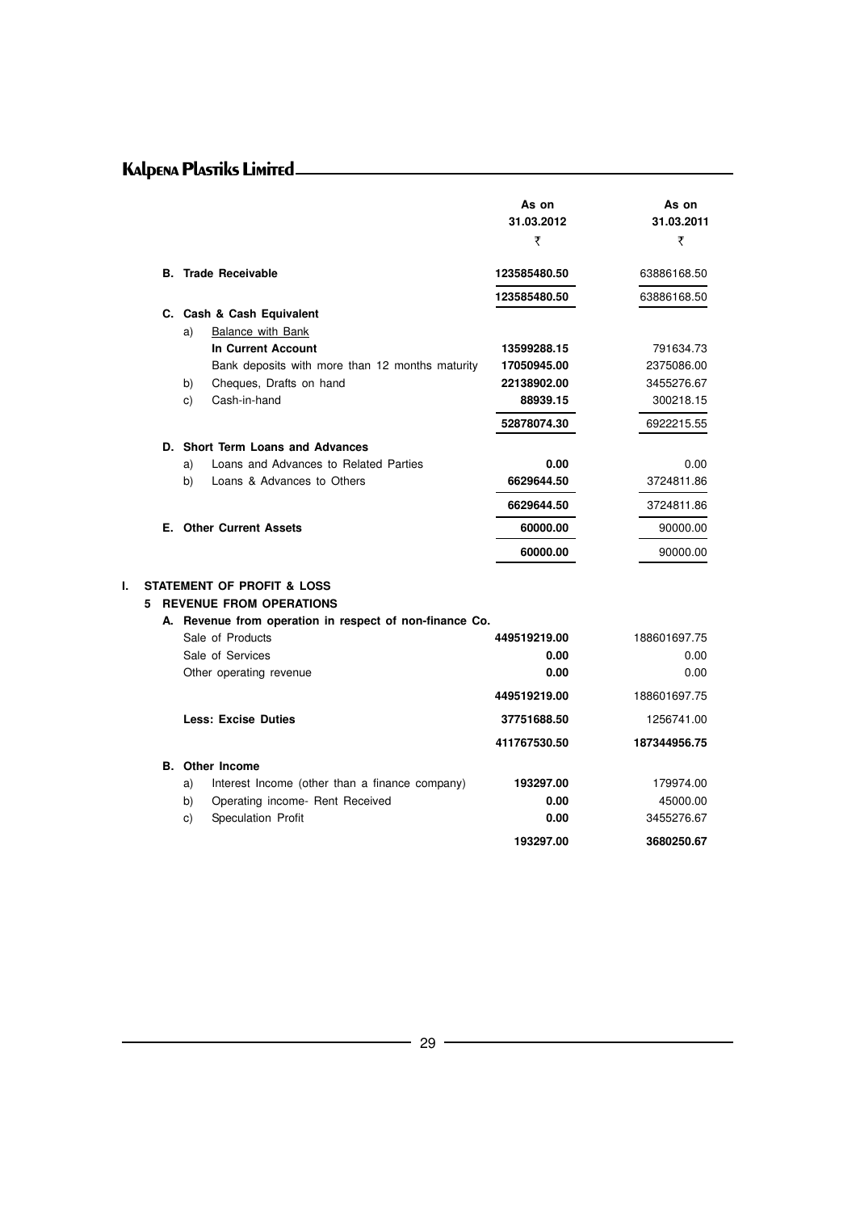| | As on 31.03.2012 ₹ | As on 31.03.2011 ₹ |
|---|---|---|
| **B. Trade Receivable** | **123585480.50** | 63886168.50 |
| | **123585480.50** | 63886168.50 |
| **C. Cash & Cash Equivalent** | | |
| a) Balance with Bank | | |
| **In Current Account** | **13599288.15** | 791634.73 |
| Bank deposits with more than 12 months maturity | **17050945.00** | 2375086.00 |
| b) Cheques, Drafts on hand | **22138902.00** | 3455276.67 |
| c) Cash-in-hand | **88939.15** | 300218.15 |
| | **52878074.30** | 6922215.55 |
| **D. Short Term Loans and Advances** | | |
| a) Loans and Advances to Related Parties | **0.00** | 0.00 |
| b) Loans & Advances to Others | **6629644.50** | 3724811.86 |
| | **6629644.50** | 3724811.86 |
| **E. Other Current Assets** | **60000.00** | 90000.00 |
| | **60000.00** | 90000.00 |

## I. STATEMENT OF PROFIT & LOSS

### 5 REVENUE FROM OPERATIONS

| | As on 31.03.2012 ₹ | As on 31.03.2011 ₹ |
|---|---|---|
| **A. Revenue from operation in respect of non-finance Co.** | | |
| Sale of Products | **449519219.00** | 188601697.75 |
| Sale of Services | **0.00** | 0.00 |
| Other operating revenue | **0.00** | 0.00 |
| | **449519219.00** | 188601697.75 |
| **Less: Excise Duties** | **37751688.50** | 1256741.00 |
| | **411767530.50** | **187344956.75** |
| **B. Other Income** | | |
| a) Interest Income (other than a finance company) | **193297.00** | 179974.00 |
| b) Operating income- Rent Received | **0.00** | 45000.00 |
| c) Speculation Profit | **0.00** | 3455276.67 |
| | **193297.00** | **3680250.67** |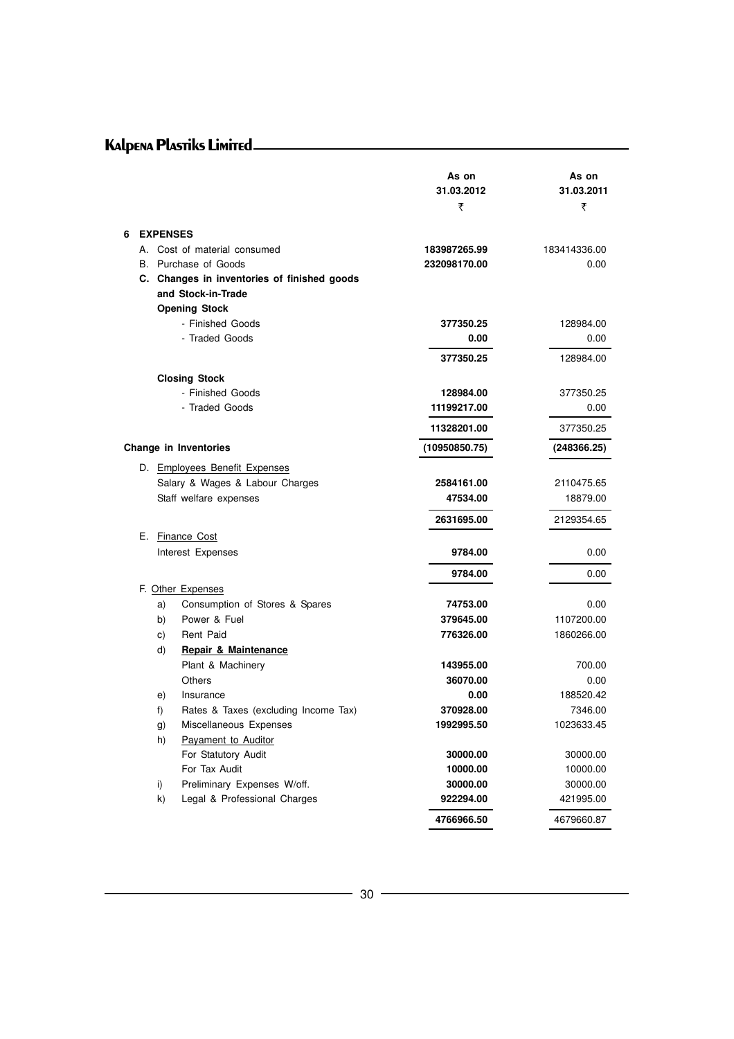| | As on 31.03.2012 ₹ | As on 31.03.2011 ₹ |
|---|---|---|
| **6 EXPENSES** | | |
| A. Cost of material consumed | **183987265.99** | 183414336.00 |
| B. Purchase of Goods | **232098170.00** | 0.00 |
| **C. Changes in inventories of finished goods and Stock-in-Trade** | | |
| **Opening Stock** | | |
| - Finished Goods | **377350.25** | 128984.00 |
| - Traded Goods | **0.00** | 0.00 |
| | **377350.25** | 128984.00 |
| **Closing Stock** | | |
| - Finished Goods | **128984.00** | 377350.25 |
| - Traded Goods | **11199217.00** | 0.00 |
| | **11328201.00** | 377350.25 |
| **Change in Inventories** | **(10950850.75)** | **(248366.25)** |
| D. Employees Benefit Expenses | | |
| Salary & Wages & Labour Charges | **2584161.00** | 2110475.65 |
| Staff welfare expenses | **47534.00** | 18879.00 |
| | **2631695.00** | 2129354.65 |
| E. Finance Cost | | |
| Interest Expenses | **9784.00** | 0.00 |
| | **9784.00** | 0.00 |
| F. Other Expenses | | |
| a) Consumption of Stores & Spares | **74753.00** | 0.00 |
| b) Power & Fuel | **379645.00** | 1107200.00 |
| c) Rent Paid | **776326.00** | 1860266.00 |
| d) **Repair & Maintenance** | | |
| Plant & Machinery | **143955.00** | 700.00 |
| Others | **36070.00** | 0.00 |
| e) Insurance | **0.00** | 188520.42 |
| f) Rates & Taxes (excluding Income Tax) | **370928.00** | 7346.00 |
| g) Miscellaneous Expenses | **1992995.50** | 1023633.45 |
| h) Payament to Auditor | | |
| For Statutory Audit | **30000.00** | 30000.00 |
| For Tax Audit | **10000.00** | 10000.00 |
| i) Preliminary Expenses W/off. | **30000.00** | 30000.00 |
| k) Legal & Professional Charges | **922294.00** | 421995.00 |
| | **4766966.50** | 4679660.87 |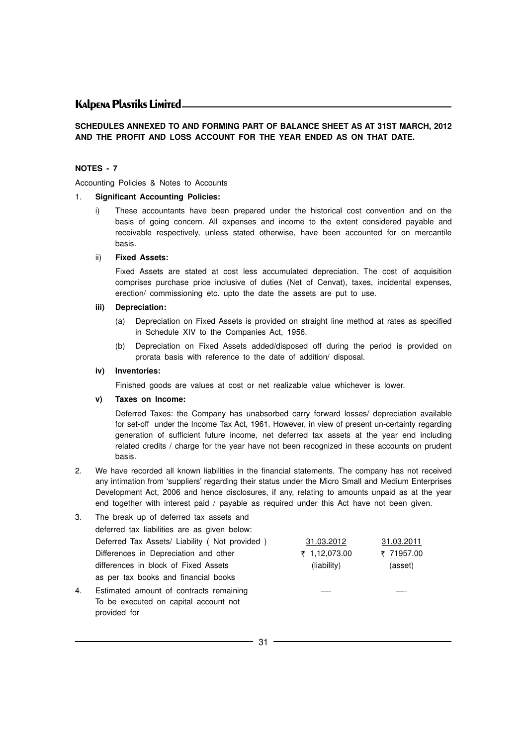**SCHEDULES ANNEXED TO AND FORMING PART OF BALANCE SHEET AS AT 31ST MARCH, 2012 AND THE PROFIT AND LOSS ACCOUNT FOR THE YEAR ENDED AS ON THAT DATE.**

**NOTES - 7**

Accounting Policies & Notes to Accounts

1. **Significant Accounting Policies:**

   i) These accountants have been prepared under the historical cost convention and on the basis of going concern. All expenses and income to the extent considered payable and receivable respectively, unless stated otherwise, have been accounted for on mercantile basis.

   ii) **Fixed Assets:**

   Fixed Assets are stated at cost less accumulated depreciation. The cost of acquisition comprises purchase price inclusive of duties (Net of Cenvat), taxes, incidental expenses, erection/ commissioning etc. upto the date the assets are put to use.

   **iii) Depreciation:**

   (a) Depreciation on Fixed Assets is provided on straight line method at rates as specified in Schedule XIV to the Companies Act, 1956.

   (b) Depreciation on Fixed Assets added/disposed off during the period is provided on prorata basis with reference to the date of addition/ disposal.

   **iv) Inventories:**

   Finished goods are values at cost or net realizable value whichever is lower.

   **v) Taxes on Income:**

   Deferred Taxes: the Company has unabsorbed carry forward losses/ depreciation available for set-off under the Income Tax Act, 1961. However, in view of present un-certainty regarding generation of sufficient future income, net deferred tax assets at the year end including related credits / charge for the year have not been recognized in these accounts on prudent basis.

2. We have recorded all known liabilities in the financial statements. The company has not received any intimation from 'suppliers' regarding their status under the Micro Small and Medium Enterprises Development Act, 2006 and hence disclosures, if any, relating to amounts unpaid as at the year end together with interest paid / payable as required under this Act have not been given.

3. The break up of deferred tax assets and deferred tax liabilities are as given below:

| | 31.03.2012 | 31.03.2011 |
|---|---|---|
| Deferred Tax Assets/ Liability ( Not provided ) | | |
| Differences in Depreciation and other differences in block of Fixed Assets as per tax books and financial books | ₹ 1,12,073.00 (liability) | ₹ 71957.00 (asset) |

4. Estimated amount of contracts remaining To be executed on capital account not provided for — —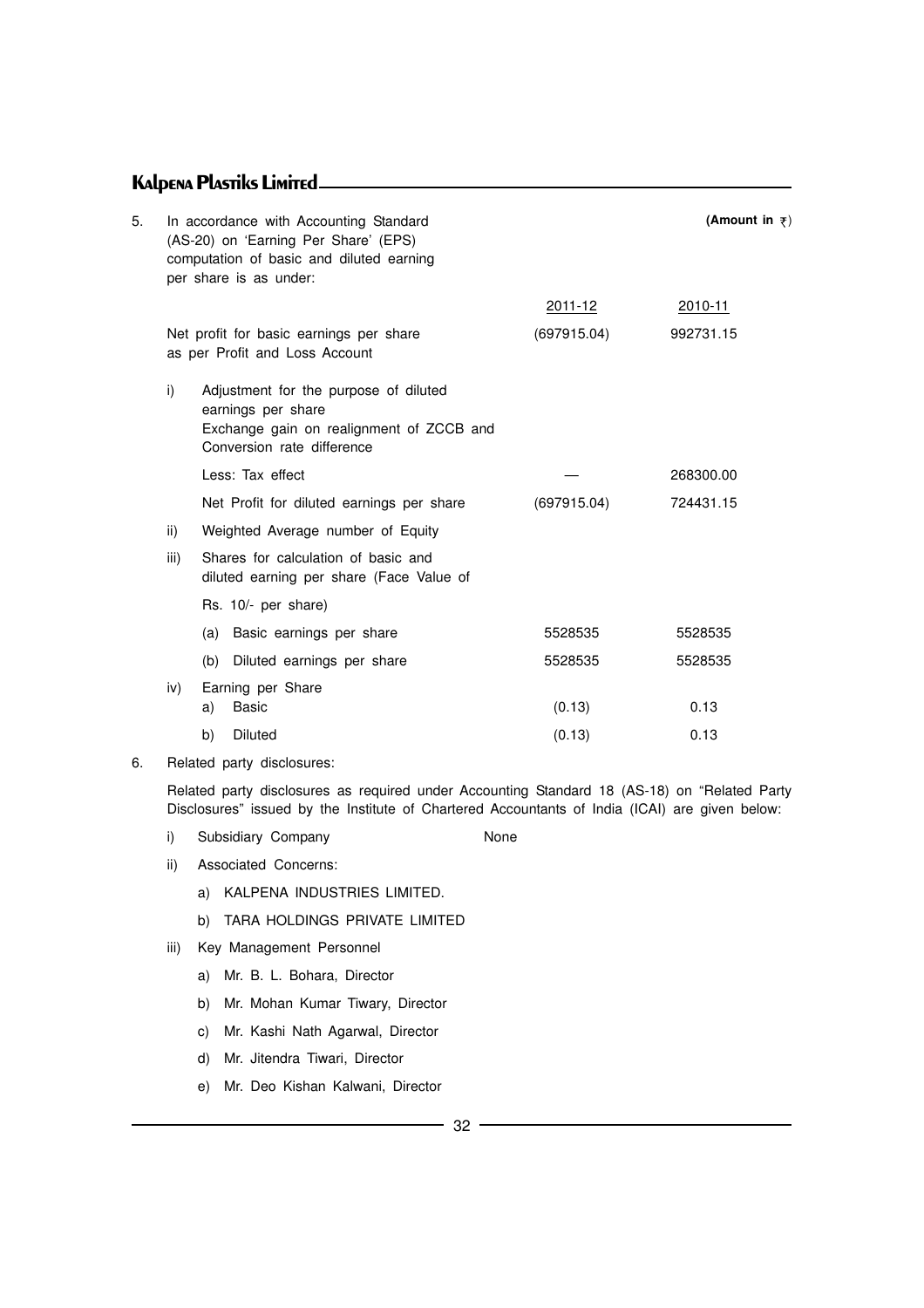5. In accordance with Accounting Standard (AS-20) on 'Earning Per Share' (EPS) computation of basic and diluted earning per share is as under:

(Amount in ₹)

| | | 2011-12 | 2010-11 |
|---|---|---|---|
| | Net profit for basic earnings per share as per Profit and Loss Account | (697915.04) | 992731.15 |
| i) | Adjustment for the purpose of diluted earnings per share Exchange gain on realignment of ZCCB and Conversion rate difference | | |
| | Less: Tax effect | — | 268300.00 |
| | Net Profit for diluted earnings per share | (697915.04) | 724431.15 |
| ii) | Weighted Average number of Equity | | |
| iii) | Shares for calculation of basic and diluted earning per share (Face Value of Rs. 10/- per share) | | |
| | (a) Basic earnings per share | 5528535 | 5528535 |
| | (b) Diluted earnings per share | 5528535 | 5528535 |
| iv) | Earning per Share | | |
| | a) Basic | (0.13) | 0.13 |
| | b) Diluted | (0.13) | 0.13 |

6. Related party disclosures:

Related party disclosures as required under Accounting Standard 18 (AS-18) on "Related Party Disclosures" issued by the Institute of Chartered Accountants of India (ICAI) are given below:

i) Subsidiary Company — None

ii) Associated Concerns:

- a) KALPENA INDUSTRIES LIMITED.
- b) TARA HOLDINGS PRIVATE LIMITED

iii) Key Management Personnel

- a) Mr. B. L. Bohara, Director
- b) Mr. Mohan Kumar Tiwary, Director
- c) Mr. Kashi Nath Agarwal, Director
- d) Mr. Jitendra Tiwari, Director
- e) Mr. Deo Kishan Kalwani, Director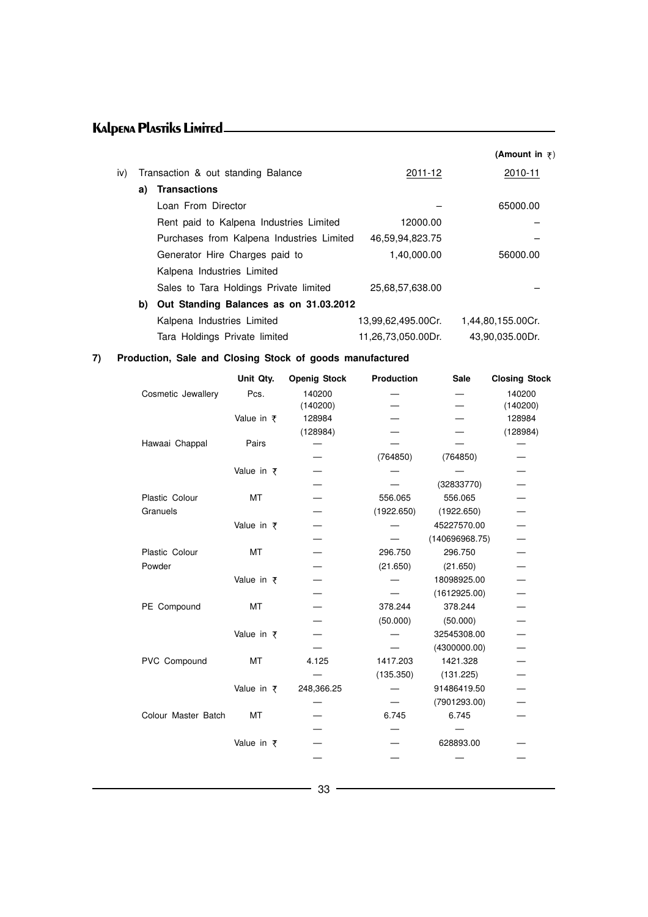(Amount in ₹)

| iv) | Transaction & out standing Balance | 2011-12 | 2010-11 |
|---|---|---|---|
| **a)** | **Transactions** | | |
| | Loan From Director | – | 65000.00 |
| | Rent paid to Kalpena Industries Limited | 12000.00 | – |
| | Purchases from Kalpena Industries Limited | 46,59,94,823.75 | – |
| | Generator Hire Charges paid to Kalpena Industries Limited | 1,40,000.00 | 56000.00 |
| | Sales to Tara Holdings Private limited | 25,68,57,638.00 | – |
| **b)** | **Out Standing Balances as on 31.03.2012** | | |
| | Kalpena Industries Limited | 13,99,62,495.00Cr. | 1,44,80,155.00Cr. |
| | Tara Holdings Private limited | 11,26,73,050.00Dr. | 43,90,035.00Dr. |

**7) Production, Sale and Closing Stock of goods manufactured**

| | Unit Qty. | Openig Stock | Production | Sale | Closing Stock |
|---|---|---|---|---|---|
| Cosmetic Jewallery | Pcs. | 140200 | — | — | 140200 |
| | | (140200) | — | — | (140200) |
| | Value in ₹ | 128984 | — | — | 128984 |
| | | (128984) | — | — | (128984) |
| Hawaai Chappal | Pairs | — | — | — | — |
| | | — | (764850) | (764850) | — |
| | Value in ₹ | — | — | — | — |
| | | — | — | (32833770) | — |
| Plastic Colour Granuels | MT | — | 556.065 | 556.065 | — |
| | | — | (1922.650) | (1922.650) | — |
| | Value in ₹ | — | — | 45227570.00 | — |
| | | — | — | (140696968.75) | — |
| Plastic Colour Powder | MT | — | 296.750 | 296.750 | — |
| | | — | (21.650) | (21.650) | — |
| | Value in ₹ | — | — | 18098925.00 | — |
| | | — | — | (1612925.00) | — |
| PE Compound | MT | — | 378.244 | 378.244 | — |
| | | — | (50.000) | (50.000) | — |
| | Value in ₹ | — | — | 32545308.00 | — |
| | | — | — | (4300000.00) | — |
| PVC Compound | MT | 4.125 | 1417.203 | 1421.328 | — |
| | | — | (135.350) | (131.225) | — |
| | Value in ₹ | 248,366.25 | — | 91486419.50 | — |
| | | — | — | (7901293.00) | — |
| Colour Master Batch | MT | — | 6.745 | 6.745 | — |
| | | — | — | — | |
| | Value in ₹ | — | — | 628893.00 | — |
| | | — | — | — | — |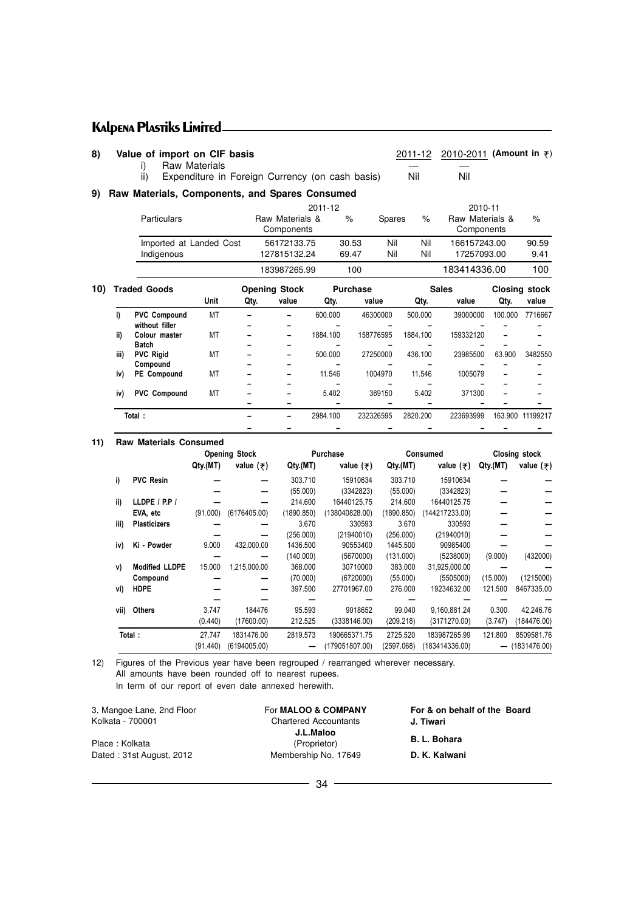**8) Value of import on CIF basis**

| | | 2011-12 | 2010-2011 (Amount in ₹) |
|---|---|---|---|
| i) | Raw Materials | — | — |
| ii) | Expenditure in Foreign Currency (on cash basis) | Nil | Nil |

**9) Raw Materials, Components, and Spares Consumed**

| Particulars | 2011-12 Raw Materials & Components | % | Spares | % | 2010-11 Raw Materials & Components | % |
|---|---|---|---|---|---|---|
| Imported at Landed Cost | 56172133.75 | 30.53 | Nil | Nil | 166157243.00 | 90.59 |
| Indigenous | 127815132.24 | 69.47 | Nil | Nil | 17257093.00 | 9.41 |
| | 183987265.99 | 100 | | | 183414336.00 | 100 |

**10) Traded Goods**

| | | Unit | Opening Stock Qty. | Opening Stock value | Purchase Qty. | Purchase value | Sales Qty. | Sales value | Closing stock Qty. | Closing stock value |
|---|---|---|---|---|---|---|---|---|---|---|
| i) | PVC Compound without filler | MT | – | – | 600.000 | 46300000 | 500.000 | 39000000 | 100.000 | 7716667 |
| | | | – | – | – | – | – | – | – | – |
| ii) | Colour master Batch | MT | – | – | 1884.100 | 158776595 | 1884.100 | 159332120 | – | – |
| | | | – | – | – | – | – | – | – | – |
| iii) | PVC Rigid Compound | MT | – | – | 500.000 | 27250000 | 436.100 | 23985500 | 63.900 | 3482550 |
| | | | – | – | – | – | – | – | – | – |
| iv) | PE Compound | MT | – | – | 11.546 | 1004970 | 11.546 | 1005079 | – | – |
| | | | – | – | – | – | – | – | – | – |
| iv) | PVC Compound | MT | – | – | 5.402 | 369150 | 5.402 | 371300 | – | – |
| | | | – | – | – | – | – | – | – | – |
| | Total : | | – | – | 2984.100 | 232326595 | 2820.200 | 223693999 | 163.900 | 11199217 |
| | | | – | – | – | – | – | – | – | – |

**11) Raw Materials Consumed**

| | | Opening Stock Qty.(MT) | Opening Stock value (₹) | Purchase Qty.(MT) | Purchase value (₹) | Consumed Qty.(MT) | Consumed value (₹) | Closing stock Qty.(MT) | Closing stock value (₹) |
|---|---|---|---|---|---|---|---|---|---|
| i) | PVC Resin | — | — | 303.710 | 15910634 | 303.710 | 15910634 | — | — |
| | | — | — | (55.000) | (3342823) | (55.000) | (3342823) | — | — |
| ii) | LLDPE / P.P / | — | — | 214.600 | 16440125.75 | 214.600 | 16440125.75 | — | — |
| | EVA, etc | (91.000) | (6176405.00) | (1890.850) | (138040828.00) | (1890.850) | (144217233.00) | — | — |
| iii) | Plasticizers | — | — | 3.670 | 330593 | 3.670 | 330593 | — | — |
| | | — | — | (256.000) | (21940010) | (256.000) | (21940010) | — | — |
| iv) | Ki - Powder | 9.000 | 432,000.00 | 1436.500 | 90553400 | 1445.500 | 90985400 | — | — |
| | | — | — | (140.000) | (5670000) | (131.000) | (5238000) | (9.000) | (432000) |
| v) | Modified LLDPE | 15.000 | 1,215,000.00 | 368.000 | 30710000 | 383.000 | 31,925,000.00 | — | — |
| | Compound | — | — | (70.000) | (6720000) | (55.000) | (5505000) | (15.000) | (1215000) |
| vi) | HDPE | — | — | 397.500 | 27701967.00 | 276.000 | 19234632.00 | 121.500 | 8467335.00 |
| | | — | — | — | — | — | — | — | — |
| vii) | Others | 3.747 | 184476 | 95.593 | 9018652 | 99.040 | 9,160,881.24 | 0.300 | 42,246.76 |
| | | (0.440) | (17600.00) | 212.525 | (3338146.00) | (209.218) | (3171270.00) | (3.747) | (184476.00) |
| | Total : | 27.747 | 1831476.00 | 2819.573 | 190665371.75 | 2725.520 | 183987265.99 | 121.800 | 8509581.76 |
| | | (91.440) | (6194005.00) | — | (179051807.00) | (2597.068) | (183414336.00) | — | (1831476.00) |

12) Figures of the Previous year have been regrouped / rearranged wherever necessary.
All amounts have been rounded off to nearest rupees.
In term of our report of even date annexed herewith.

3, Mangoe Lane, 2nd Floor
Kolkata - 700001

Place : Kolkata
Dated : 31st August, 2012

For **MALOO & COMPANY**
Chartered Accountants
**J.L.Maloo**
(Proprietor)
Membership No. 17649

**For & on behalf of the Board**
**J. Tiwari**
**B. L. Bohara**
**D. K. Kalwani**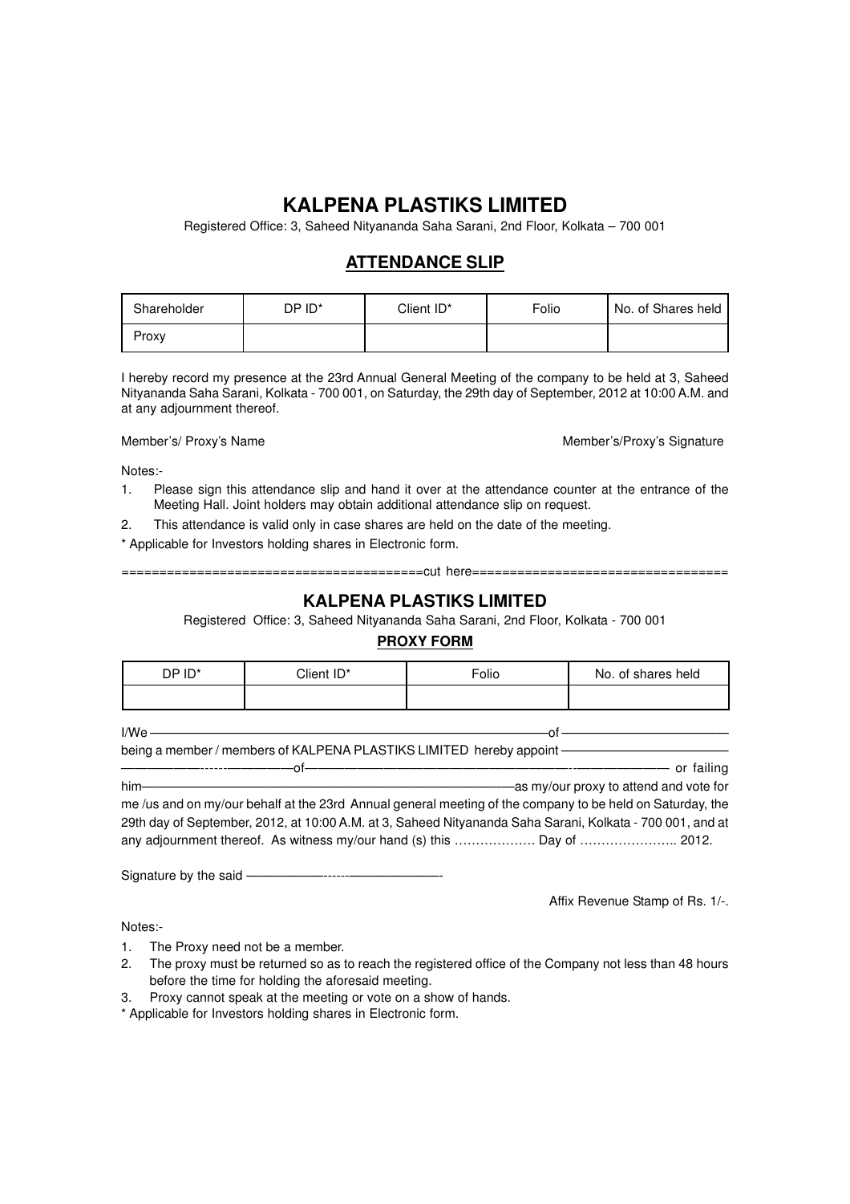# KALPENA PLASTIKS LIMITED

Registered Office: 3, Saheed Nityananda Saha Sarani, 2nd Floor, Kolkata – 700 001

## ATTENDANCE SLIP

| Shareholder | DP ID* | Client ID* | Folio | No. of Shares held |
|---|---|---|---|---|
| Proxy | | | | |

I hereby record my presence at the 23rd Annual General Meeting of the company to be held at 3, Saheed Nityananda Saha Sarani, Kolkata - 700 001, on Saturday, the 29th day of September, 2012 at 10:00 A.M. and at any adjournment thereof.

Member's/ Proxy's Name                                                                 Member's/Proxy's Signature

Notes:-

1. Please sign this attendance slip and hand it over at the attendance counter at the entrance of the Meeting Hall. Joint holders may obtain additional attendance slip on request.
2. This attendance is valid only in case shares are held on the date of the meeting.

* Applicable for Investors holding shares in Electronic form.

=======================================cut here==================================

# KALPENA PLASTIKS LIMITED

Registered Office: 3, Saheed Nityananda Saha Sarani, 2nd Floor, Kolkata - 700 001

## PROXY FORM

| DP ID* | Client ID* | Folio | No. of shares held |
|---|---|---|---|
| | | | |

I/We ——————————————————————————of ——————————— being a member / members of KALPENA PLASTIKS LIMITED hereby appoint ——————————— ——————————of——————————————————————————— or failing him——————————————————————as my/our proxy to attend and vote for me /us and on my/our behalf at the 23rd Annual general meeting of the company to be held on Saturday, the 29th day of September, 2012, at 10:00 A.M. at 3, Saheed Nityananda Saha Sarani, Kolkata - 700 001, and at any adjournment thereof. As witness my/our hand (s) this ………………. Day of ………………….. 2012.

Signature by the said ——————————————

Affix Revenue Stamp of Rs. 1/-.

Notes:-

1. The Proxy need not be a member.
2. The proxy must be returned so as to reach the registered office of the Company not less than 48 hours before the time for holding the aforesaid meeting.
3. Proxy cannot speak at the meeting or vote on a show of hands.

* Applicable for Investors holding shares in Electronic form.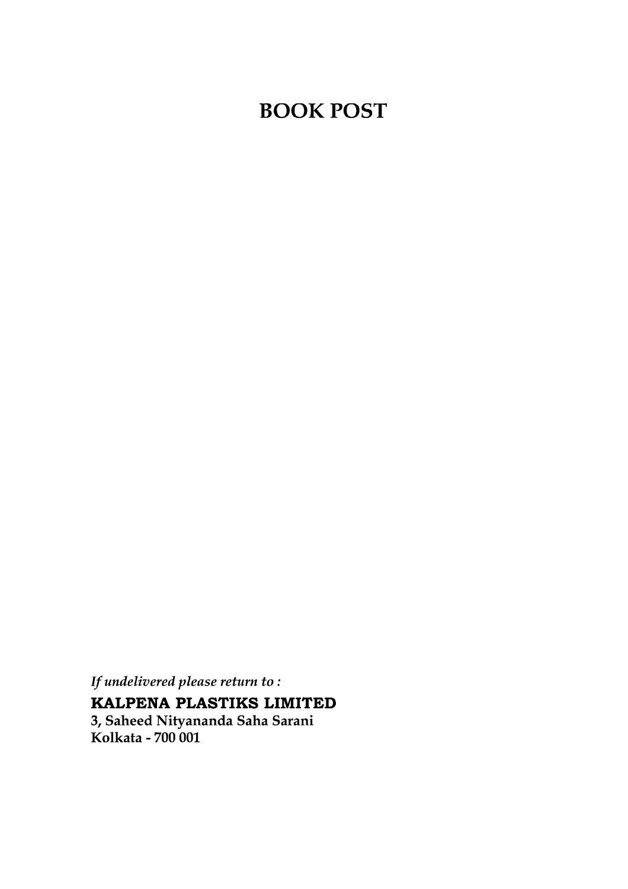# BOOK POST

*If undelivered please return to :*

**KALPENA PLASTIKS LIMITED**

**3, Saheed Nityananda Saha Sarani**

**Kolkata - 700 001**